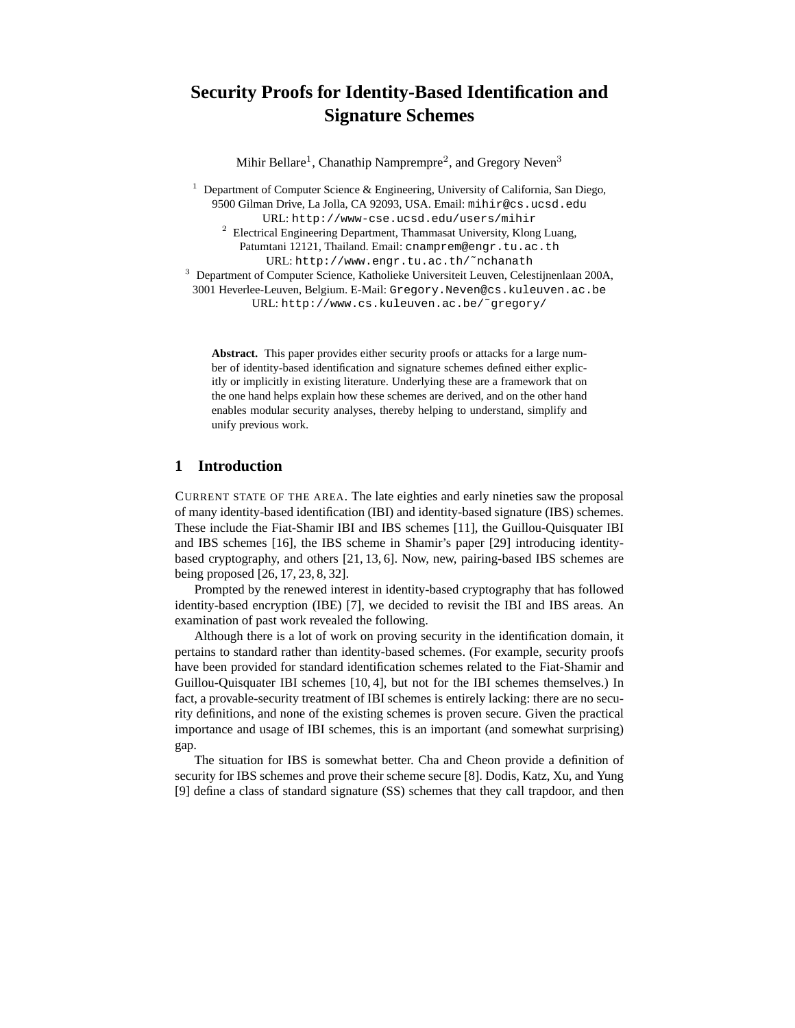# Security Proofs for Identity-Based Identification and Signature Schemes

Mihir Bellare[1], Chanathip Namprempre[2], and Gregory Neven[3]

[1] Department of Computer Science & Engineering, University of California, San Diego, 9500 Gilman Drive, La Jolla, CA 92093, USA. Email: mihir@cs.ucsd.edu
URL: http://www-cse.ucsd.edu/users/mihir

[2] Electrical Engineering Department, Thammasat University, Klong Luang, Patumtani 12121, Thailand. Email: cnamprem@engr.tu.ac.th
URL: http://www.engr.tu.ac.th/˜nchanath

[3] Department of Computer Science, Katholieke Universiteit Leuven, Celestijnenlaan 200A, 3001 Heverlee-Leuven, Belgium. E-Mail: Gregory.Neven@cs.kuleuven.ac.be
URL: http://www.cs.kuleuven.ac.be/˜gregory/

**Abstract.** This paper provides either security proofs or attacks for a large number of identity-based identification and signature schemes defined either explicitly or implicitly in existing literature. Underlying these are a framework that on the one hand helps explain how these schemes are derived, and on the other hand enables modular security analyses, thereby helping to understand, simplify and unify previous work.

## 1 Introduction

CURRENT STATE OF THE AREA. The late eighties and early nineties saw the proposal of many identity-based identification (IBI) and identity-based signature (IBS) schemes. These include the Fiat-Shamir IBI and IBS schemes [11], the Guillou-Quisquater IBI and IBS schemes [16], the IBS scheme in Shamir's paper [29] introducing identity-based cryptography, and others [21, 13, 6]. Now, new, pairing-based IBS schemes are being proposed [26, 17, 23, 8, 32].

Prompted by the renewed interest in identity-based cryptography that has followed identity-based encryption (IBE) [7], we decided to revisit the IBI and IBS areas. An examination of past work revealed the following.

Although there is a lot of work on proving security in the identification domain, it pertains to standard rather than identity-based schemes. (For example, security proofs have been provided for standard identification schemes related to the Fiat-Shamir and Guillou-Quisquater IBI schemes [10, 4], but not for the IBI schemes themselves.) In fact, a provable-security treatment of IBI schemes is entirely lacking: there are no security definitions, and none of the existing schemes is proven secure. Given the practical importance and usage of IBI schemes, this is an important (and somewhat surprising) gap.

The situation for IBS is somewhat better. Cha and Cheon provide a definition of security for IBS schemes and prove their scheme secure [8]. Dodis, Katz, Xu, and Yung [9] define a class of standard signature (SS) schemes that they call trapdoor, and then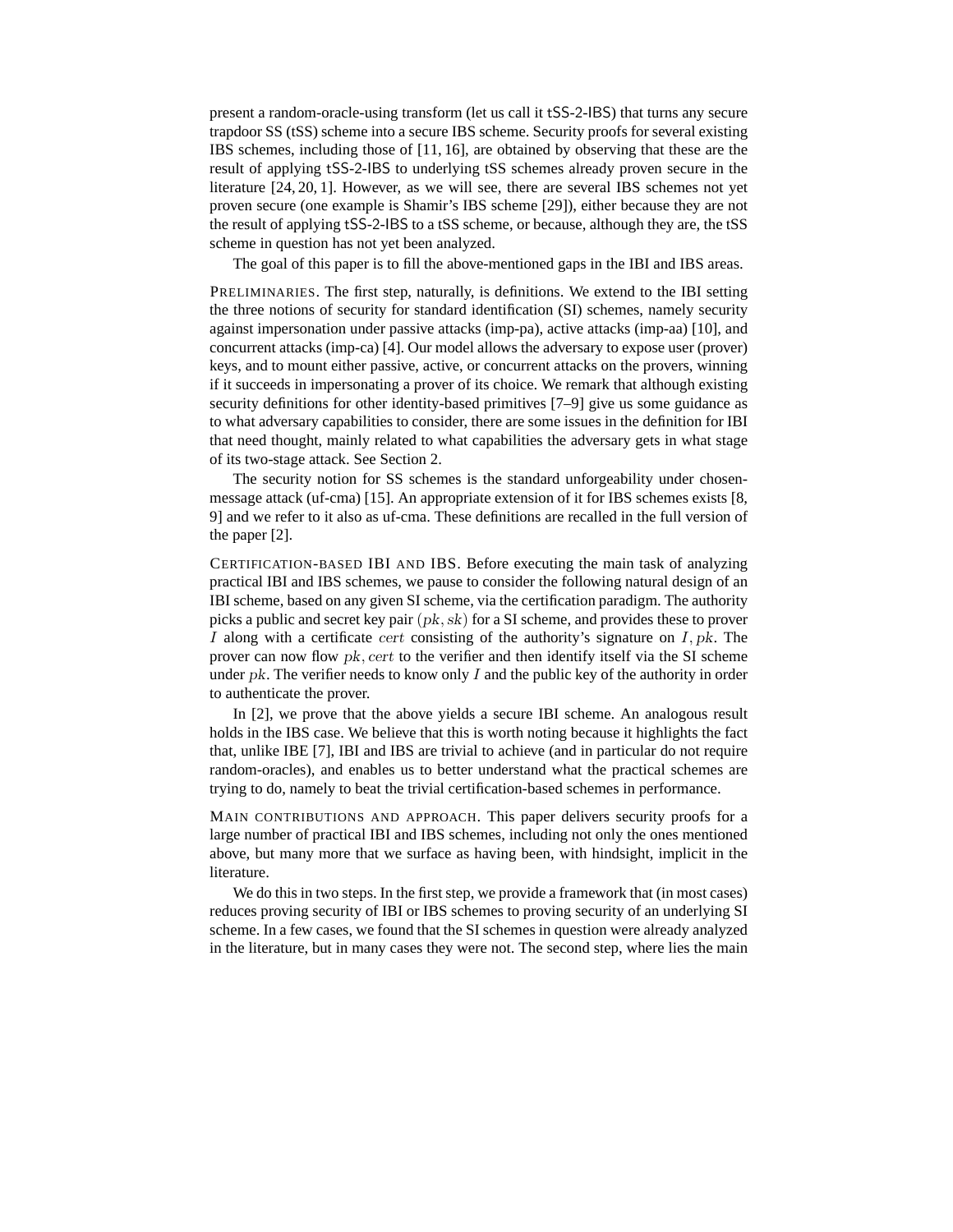present a random-oracle-using transform (let us call it tSS-2-IBS) that turns any secure trapdoor SS (tSS) scheme into a secure IBS scheme. Security proofs for several existing IBS schemes, including those of [11, 16], are obtained by observing that these are the result of applying tSS-2-IBS to underlying tSS schemes already proven secure in the literature [24, 20, 1]. However, as we will see, there are several IBS schemes not yet proven secure (one example is Shamir's IBS scheme [29]), either because they are not the result of applying tSS-2-IBS to a tSS scheme, or because, although they are, the tSS scheme in question has not yet been analyzed.

The goal of this paper is to fill the above-mentioned gaps in the IBI and IBS areas.

PRELIMINARIES. The first step, naturally, is definitions. We extend to the IBI setting the three notions of security for standard identification (SI) schemes, namely security against impersonation under passive attacks (imp-pa), active attacks (imp-aa) [10], and concurrent attacks (imp-ca) [4]. Our model allows the adversary to expose user (prover) keys, and to mount either passive, active, or concurrent attacks on the provers, winning if it succeeds in impersonating a prover of its choice. We remark that although existing security definitions for other identity-based primitives [7–9] give us some guidance as to what adversary capabilities to consider, there are some issues in the definition for IBI that need thought, mainly related to what capabilities the adversary gets in what stage of its two-stage attack. See Section 2.

The security notion for SS schemes is the standard unforgeability under chosen-message attack (uf-cma) [15]. An appropriate extension of it for IBS schemes exists [8, 9] and we refer to it also as uf-cma. These definitions are recalled in the full version of the paper [2].

CERTIFICATION-BASED IBI AND IBS. Before executing the main task of analyzing practical IBI and IBS schemes, we pause to consider the following natural design of an IBI scheme, based on any given SI scheme, via the certification paradigm. The authority picks a public and secret key pair $(pk, sk)$ for a SI scheme, and provides these to prover $I$ along with a certificate $cert$ consisting of the authority's signature on $I, pk$. The prover can now flow $pk, cert$ to the verifier and then identify itself via the SI scheme under $pk$. The verifier needs to know only $I$ and the public key of the authority in order to authenticate the prover.

In [2], we prove that the above yields a secure IBI scheme. An analogous result holds in the IBS case. We believe that this is worth noting because it highlights the fact that, unlike IBE [7], IBI and IBS are trivial to achieve (and in particular do not require random-oracles), and enables us to better understand what the practical schemes are trying to do, namely to beat the trivial certification-based schemes in performance.

MAIN CONTRIBUTIONS AND APPROACH. This paper delivers security proofs for a large number of practical IBI and IBS schemes, including not only the ones mentioned above, but many more that we surface as having been, with hindsight, implicit in the literature.

We do this in two steps. In the first step, we provide a framework that (in most cases) reduces proving security of IBI or IBS schemes to proving security of an underlying SI scheme. In a few cases, we found that the SI schemes in question were already analyzed in the literature, but in many cases they were not. The second step, where lies the main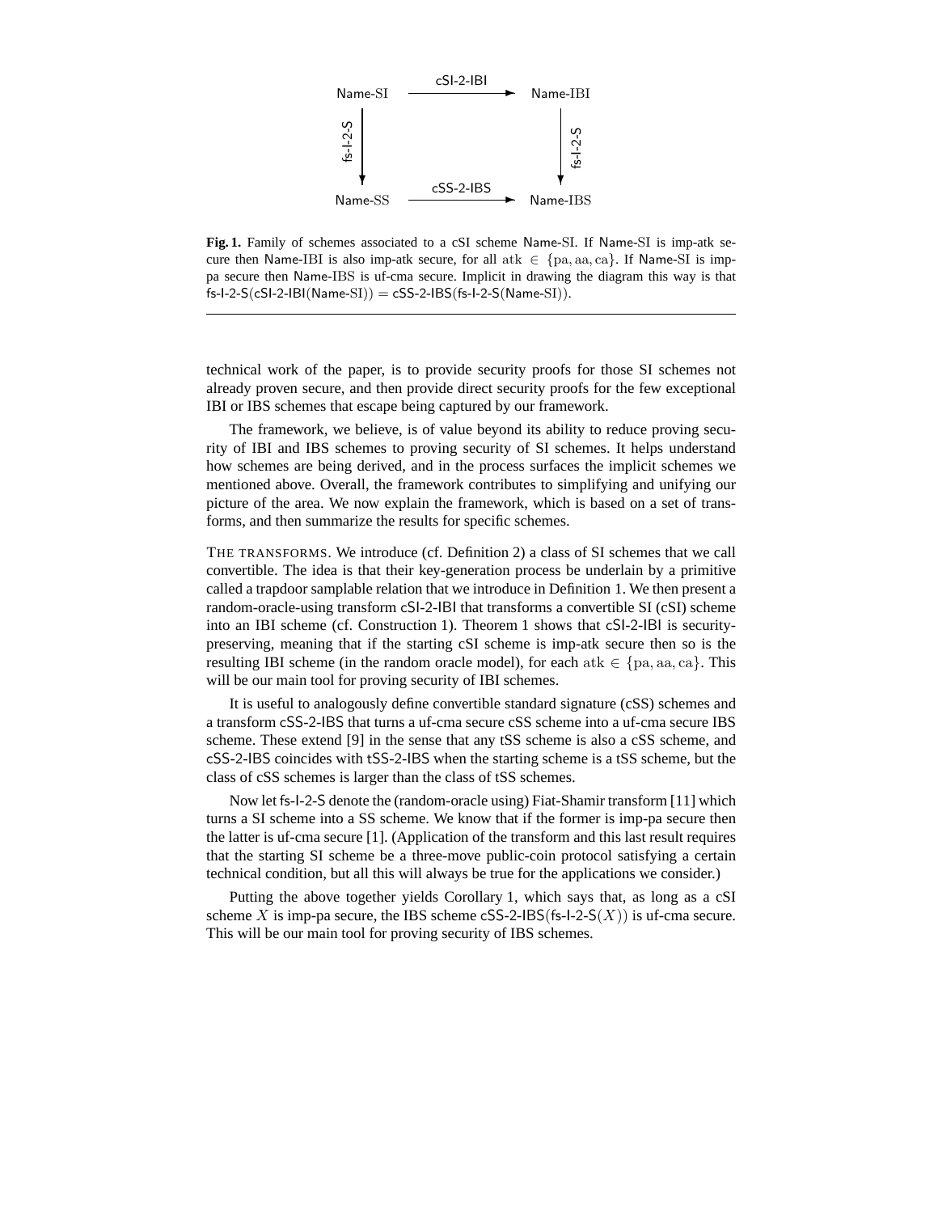$$
\begin{array}{ccc}
\text{Name-SI} & \xrightarrow{\text{cSI-2-IBI}} & \text{Name-IBI} \\
\Big\downarrow{\scriptstyle\text{fs-I-2-S}} & & \Big\downarrow{\scriptstyle\text{fs-I-2-S}} \\
\text{Name-SS} & \xrightarrow{\text{cSS-2-IBS}} & \text{Name-IBS}
\end{array}
$$

**Fig. 1.** Family of schemes associated to a cSI scheme Name-SI. If Name-SI is imp-atk secure then Name-IBI is also imp-atk secure, for all $\mathrm{atk} \in \{\mathrm{pa}, \mathrm{aa}, \mathrm{ca}\}$. If Name-SI is imp-pa secure then Name-IBS is uf-cma secure. Implicit in drawing the diagram this way is that fs-I-2-S(cSI-2-IBI(Name-SI)) = cSS-2-IBS(fs-I-2-S(Name-SI)).

technical work of the paper, is to provide security proofs for those SI schemes not already proven secure, and then provide direct security proofs for the few exceptional IBI or IBS schemes that escape being captured by our framework.

The framework, we believe, is of value beyond its ability to reduce proving security of IBI and IBS schemes to proving security of SI schemes. It helps understand how schemes are being derived, and in the process surfaces the implicit schemes we mentioned above. Overall, the framework contributes to simplifying and unifying our picture of the area. We now explain the framework, which is based on a set of transforms, and then summarize the results for specific schemes.

THE TRANSFORMS. We introduce (cf. Definition 2) a class of SI schemes that we call convertible. The idea is that their key-generation process be underlain by a primitive called a trapdoor samplable relation that we introduce in Definition 1. We then present a random-oracle-using transform cSI-2-IBI that transforms a convertible SI (cSI) scheme into an IBI scheme (cf. Construction 1). Theorem 1 shows that cSI-2-IBI is security-preserving, meaning that if the starting cSI scheme is imp-atk secure then so is the resulting IBI scheme (in the random oracle model), for each $\mathrm{atk} \in \{\mathrm{pa}, \mathrm{aa}, \mathrm{ca}\}$. This will be our main tool for proving security of IBI schemes.

It is useful to analogously define convertible standard signature (cSS) schemes and a transform cSS-2-IBS that turns a uf-cma secure cSS scheme into a uf-cma secure IBS scheme. These extend [9] in the sense that any tSS scheme is also a cSS scheme, and cSS-2-IBS coincides with tSS-2-IBS when the starting scheme is a tSS scheme, but the class of cSS schemes is larger than the class of tSS schemes.

Now let fs-I-2-S denote the (random-oracle using) Fiat-Shamir transform [11] which turns a SI scheme into a SS scheme. We know that if the former is imp-pa secure then the latter is uf-cma secure [1]. (Application of the transform and this last result requires that the starting SI scheme be a three-move public-coin protocol satisfying a certain technical condition, but all this will always be true for the applications we consider.)

Putting the above together yields Corollary 1, which says that, as long as a cSI scheme $X$ is imp-pa secure, the IBS scheme cSS-2-IBS(fs-I-2-S($X$)) is uf-cma secure. This will be our main tool for proving security of IBS schemes.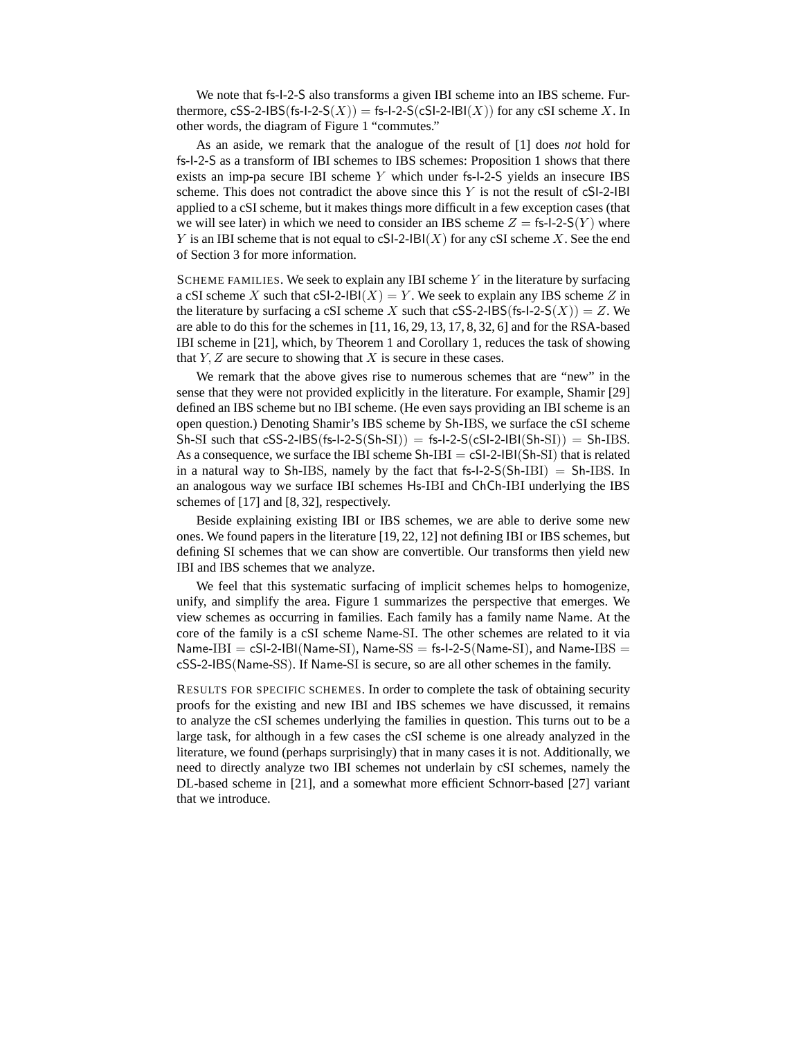We note that fs-I-2-S also transforms a given IBI scheme into an IBS scheme. Furthermore, cSS-2-IBS(fs-I-2-S($X$)) = fs-I-2-S(cSI-2-IBI($X$)) for any cSI scheme $X$. In other words, the diagram of Figure 1 "commutes."

As an aside, we remark that the analogue of the result of [1] does *not* hold for fs-I-2-S as a transform of IBI schemes to IBS schemes: Proposition 1 shows that there exists an imp-pa secure IBI scheme $Y$ which under fs-I-2-S yields an insecure IBS scheme. This does not contradict the above since this $Y$ is not the result of cSI-2-IBI applied to a cSI scheme, but it makes things more difficult in a few exception cases (that we will see later) in which we need to consider an IBS scheme $Z$ = fs-I-2-S($Y$) where $Y$ is an IBI scheme that is not equal to cSI-2-IBI($X$) for any cSI scheme $X$. See the end of Section 3 for more information.

SCHEME FAMILIES. We seek to explain any IBI scheme $Y$ in the literature by surfacing a cSI scheme $X$ such that cSI-2-IBI($X$) = $Y$. We seek to explain any IBS scheme $Z$ in the literature by surfacing a cSI scheme $X$ such that cSS-2-IBS(fs-I-2-S($X$)) = $Z$. We are able to do this for the schemes in [11, 16, 29, 13, 17, 8, 32, 6] and for the RSA-based IBI scheme in [21], which, by Theorem 1 and Corollary 1, reduces the task of showing that $Y, Z$ are secure to showing that $X$ is secure in these cases.

We remark that the above gives rise to numerous schemes that are "new" in the sense that they were not provided explicitly in the literature. For example, Shamir [29] defined an IBS scheme but no IBI scheme. (He even says providing an IBI scheme is an open question.) Denoting Shamir's IBS scheme by Sh-IBS, we surface the cSI scheme Sh-SI such that cSS-2-IBS(fs-I-2-S(Sh-SI)) = fs-I-2-S(cSI-2-IBI(Sh-SI)) = Sh-IBS. As a consequence, we surface the IBI scheme Sh-IBI = cSI-2-IBI(Sh-SI) that is related in a natural way to Sh-IBS, namely by the fact that fs-I-2-S(Sh-IBI) = Sh-IBS. In an analogous way we surface IBI schemes Hs-IBI and ChCh-IBI underlying the IBS schemes of [17] and [8, 32], respectively.

Beside explaining existing IBI or IBS schemes, we are able to derive some new ones. We found papers in the literature [19, 22, 12] not defining IBI or IBS schemes, but defining SI schemes that we can show are convertible. Our transforms then yield new IBI and IBS schemes that we analyze.

We feel that this systematic surfacing of implicit schemes helps to homogenize, unify, and simplify the area. Figure 1 summarizes the perspective that emerges. We view schemes as occurring in families. Each family has a family name Name. At the core of the family is a cSI scheme Name-SI. The other schemes are related to it via Name-IBI = cSI-2-IBI(Name-SI), Name-SS = fs-I-2-S(Name-SI), and Name-IBS = cSS-2-IBS(Name-SS). If Name-SI is secure, so are all other schemes in the family.

RESULTS FOR SPECIFIC SCHEMES. In order to complete the task of obtaining security proofs for the existing and new IBI and IBS schemes we have discussed, it remains to analyze the cSI schemes underlying the families in question. This turns out to be a large task, for although in a few cases the cSI scheme is one already analyzed in the literature, we found (perhaps surprisingly) that in many cases it is not. Additionally, we need to directly analyze two IBI schemes not underlain by cSI schemes, namely the DL-based scheme in [21], and a somewhat more efficient Schnorr-based [27] variant that we introduce.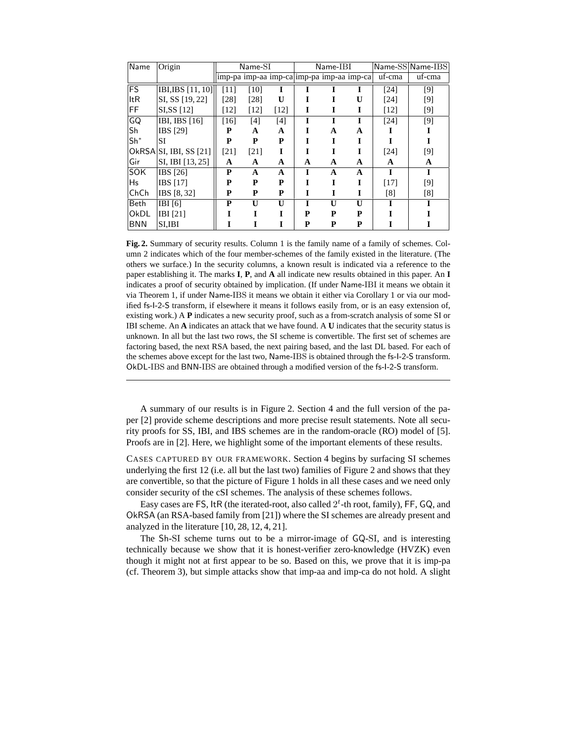| Name | Origin | Name-SI | | | Name-IBI | | | Name-SS | Name-IBS |
|---|---|---|---|---|---|---|---|---|---|
| | | imp-pa | imp-aa | imp-ca | imp-pa | imp-aa | imp-ca | uf-cma | uf-cma |
| FS | IBI,IBS [11, 10] | [11] | [10] | **I** | **I** | **I** | **I** | [24] | [9] |
| ItR | SI, SS [19, 22] | [28] | [28] | **U** | **I** | **I** | **U** | [24] | [9] |
| FF | SI,SS [12] | [12] | [12] | [12] | **I** | **I** | **I** | [12] | [9] |
| GQ | IBI, IBS [16] | [16] | [4] | [4] | **I** | **I** | **I** | [24] | [9] |
| Sh | IBS [29] | **P** | **A** | **A** | **I** | **A** | **A** | **I** | **I** |
| Sh* | SI | **P** | **P** | **P** | **I** | **I** | **I** | **I** | **I** |
| OkRSA | SI, IBI, SS [21] | [21] | [21] | **I** | **I** | **I** | **I** | [24] | [9] |
| Gir | SI, IBI [13, 25] | **A** | **A** | **A** | **A** | **A** | **A** | **A** | **A** |
| SOK | IBS [26] | **P** | **A** | **A** | **I** | **A** | **A** | **I** | **I** |
| Hs | IBS [17] | **P** | **P** | **P** | **I** | **I** | **I** | [17] | [9] |
| ChCh | IBS [8, 32] | **P** | **P** | **P** | **I** | **I** | **I** | [8] | [8] |
| Beth | IBI [6] | **P** | **U** | **U** | **I** | **U** | **U** | **I** | **I** |
| OkDL | IBI [21] | **I** | **I** | **I** | **P** | **P** | **P** | **I** | **I** |
| BNN | SI,IBI | **I** | **I** | **I** | **P** | **P** | **P** | **I** | **I** |

**Fig. 2.** Summary of security results. Column 1 is the family name of a family of schemes. Column 2 indicates which of the four member-schemes of the family existed in the literature. (The others we surface.) In the security columns, a known result is indicated via a reference to the paper establishing it. The marks **I**, **P**, and **A** all indicate new results obtained in this paper. An **I** indicates a proof of security obtained by implication. (If under Name-IBI it means we obtain it via Theorem 1, if under Name-IBS it means we obtain it either via Corollary 1 or via our modified fs-I-2-S transform, if elsewhere it means it follows easily from, or is an easy extension of, existing work.) A **P** indicates a new security proof, such as a from-scratch analysis of some SI or IBI scheme. An **A** indicates an attack that we have found. A **U** indicates that the security status is unknown. In all but the last two rows, the SI scheme is convertible. The first set of schemes are factoring based, the next RSA based, the next pairing based, and the last DL based. For each of the schemes above except for the last two, Name-IBS is obtained through the fs-I-2-S transform. OkDL-IBS and BNN-IBS are obtained through a modified version of the fs-I-2-S transform.

A summary of our results is in Figure 2. Section 4 and the full version of the paper [2] provide scheme descriptions and more precise result statements. Note all security proofs for SS, IBI, and IBS schemes are in the random-oracle (RO) model of [5]. Proofs are in [2]. Here, we highlight some of the important elements of these results.

CASES CAPTURED BY OUR FRAMEWORK. Section 4 begins by surfacing SI schemes underlying the first 12 (i.e. all but the last two) families of Figure 2 and shows that they are convertible, so that the picture of Figure 1 holds in all these cases and we need only consider security of the cSI schemes. The analysis of these schemes follows.

Easy cases are FS, ItR (the iterated-root, also called $2^t$-th root, family), FF, GQ, and OkRSA (an RSA-based family from [21]) where the SI schemes are already present and analyzed in the literature [10, 28, 12, 4, 21].

The Sh-SI scheme turns out to be a mirror-image of GQ-SI, and is interesting technically because we show that it is honest-verifier zero-knowledge (HVZK) even though it might not at first appear to be so. Based on this, we prove that it is imp-pa (cf. Theorem 3), but simple attacks show that imp-aa and imp-ca do not hold. A slight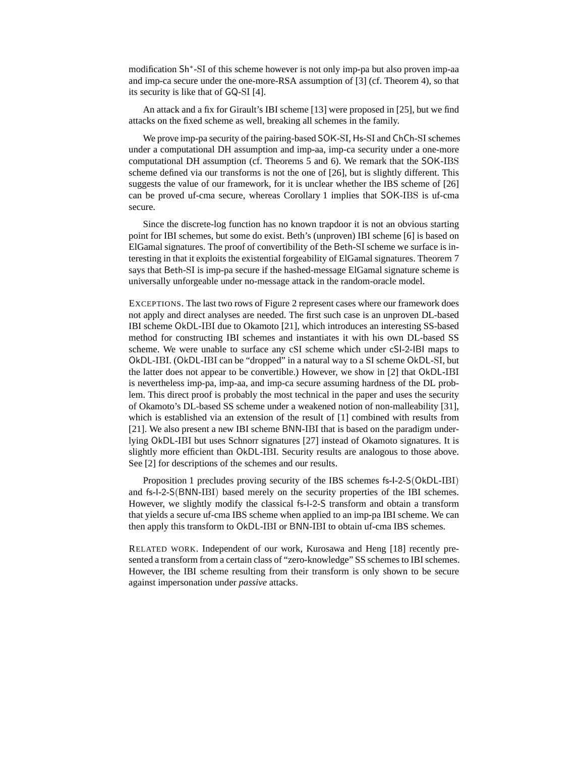modification Sh$^*$-SI of this scheme however is not only imp-pa but also proven imp-aa and imp-ca secure under the one-more-RSA assumption of [3] (cf. Theorem 4), so that its security is like that of GQ-SI [4].

An attack and a fix for Girault's IBI scheme [13] were proposed in [25], but we find attacks on the fixed scheme as well, breaking all schemes in the family.

We prove imp-pa security of the pairing-based SOK-SI, Hs-SI and ChCh-SI schemes under a computational DH assumption and imp-aa, imp-ca security under a one-more computational DH assumption (cf. Theorems 5 and 6). We remark that the SOK-IBS scheme defined via our transforms is not the one of [26], but is slightly different. This suggests the value of our framework, for it is unclear whether the IBS scheme of [26] can be proved uf-cma secure, whereas Corollary 1 implies that SOK-IBS is uf-cma secure.

Since the discrete-log function has no known trapdoor it is not an obvious starting point for IBI schemes, but some do exist. Beth's (unproven) IBI scheme [6] is based on ElGamal signatures. The proof of convertibility of the Beth-SI scheme we surface is interesting in that it exploits the existential forgeability of ElGamal signatures. Theorem 7 says that Beth-SI is imp-pa secure if the hashed-message ElGamal signature scheme is universally unforgeable under no-message attack in the random-oracle model.

EXCEPTIONS. The last two rows of Figure 2 represent cases where our framework does not apply and direct analyses are needed. The first such case is an unproven DL-based IBI scheme OkDL-IBI due to Okamoto [21], which introduces an interesting SS-based method for constructing IBI schemes and instantiates it with his own DL-based SS scheme. We were unable to surface any cSI scheme which under cSI-2-IBI maps to OkDL-IBI. (OkDL-IBI can be "dropped" in a natural way to a SI scheme OkDL-SI, but the latter does not appear to be convertible.) However, we show in [2] that OkDL-IBI is nevertheless imp-pa, imp-aa, and imp-ca secure assuming hardness of the DL problem. This direct proof is probably the most technical in the paper and uses the security of Okamoto's DL-based SS scheme under a weakened notion of non-malleability [31], which is established via an extension of the result of [1] combined with results from [21]. We also present a new IBI scheme BNN-IBI that is based on the paradigm underlying OkDL-IBI but uses Schnorr signatures [27] instead of Okamoto signatures. It is slightly more efficient than OkDL-IBI. Security results are analogous to those above. See [2] for descriptions of the schemes and our results.

Proposition 1 precludes proving security of the IBS schemes fs-I-2-S(OkDL-IBI) and fs-I-2-S(BNN-IBI) based merely on the security properties of the IBI schemes. However, we slightly modify the classical fs-I-2-S transform and obtain a transform that yields a secure uf-cma IBS scheme when applied to an imp-pa IBI scheme. We can then apply this transform to OkDL-IBI or BNN-IBI to obtain uf-cma IBS schemes.

RELATED WORK. Independent of our work, Kurosawa and Heng [18] recently presented a transform from a certain class of "zero-knowledge" SS schemes to IBI schemes. However, the IBI scheme resulting from their transform is only shown to be secure against impersonation under *passive* attacks.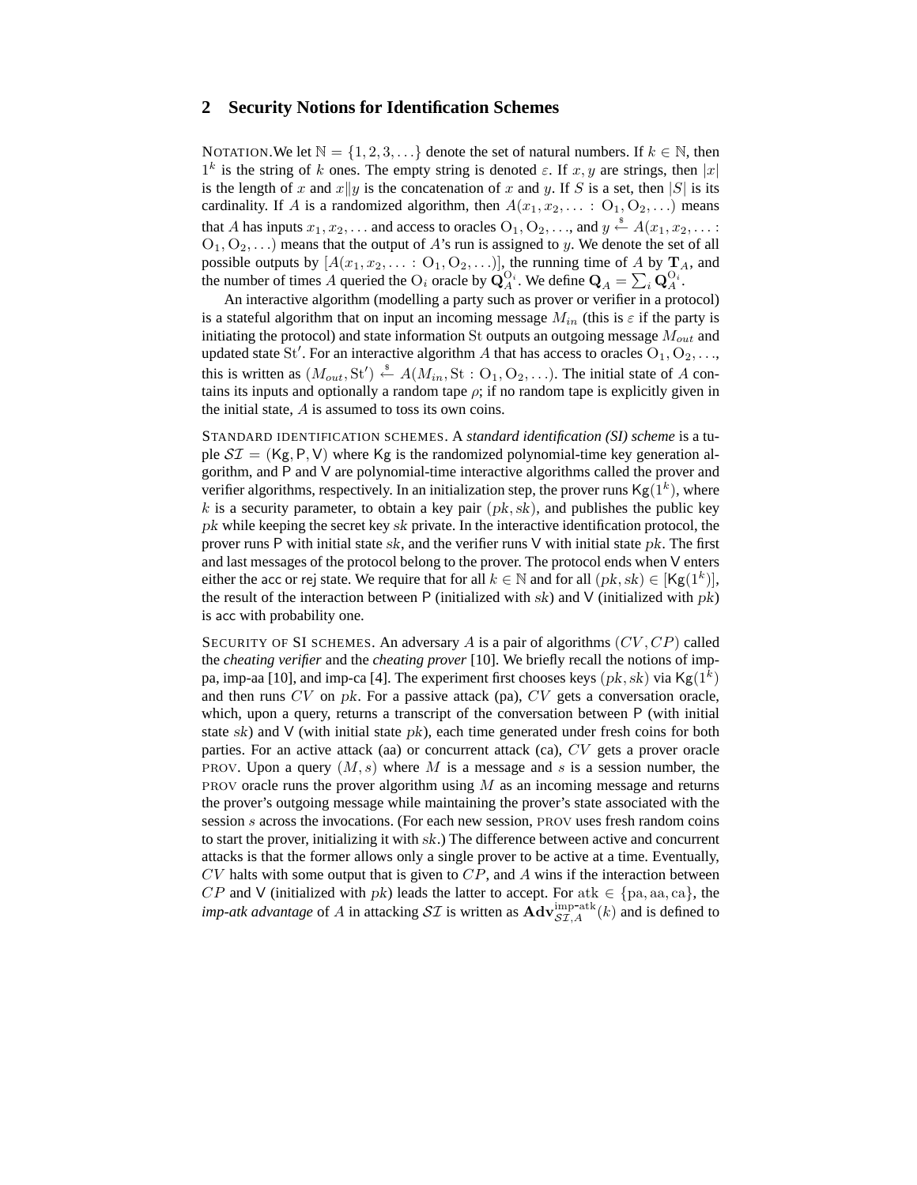## 2 Security Notions for Identification Schemes

NOTATION. We let $\mathbb{N} = \{1, 2, 3, \ldots\}$ denote the set of natural numbers. If $k \in \mathbb{N}$, then $1^k$ is the string of $k$ ones. The empty string is denoted $\varepsilon$. If $x, y$ are strings, then $|x|$ is the length of $x$ and $x\|y$ is the concatenation of $x$ and $y$. If $S$ is a set, then $|S|$ is its cardinality. If $A$ is a randomized algorithm, then $A(x_1, x_2, \ldots : \mathrm{O}_1, \mathrm{O}_2, \ldots)$ means that $A$ has inputs $x_1, x_2, \ldots$ and access to oracles $\mathrm{O}_1, \mathrm{O}_2, \ldots$, and $y \stackrel{\$}{\leftarrow} A(x_1, x_2, \ldots : \mathrm{O}_1, \mathrm{O}_2, \ldots)$ means that the output of $A$'s run is assigned to $y$. We denote the set of all possible outputs by $[A(x_1, x_2, \ldots : \mathrm{O}_1, \mathrm{O}_2, \ldots)]$, the running time of $A$ by $\mathbf{T}_A$, and the number of times $A$ queried the $\mathrm{O}_i$ oracle by $\mathbf{Q}_A^{\mathrm{O}_i}$. We define $\mathbf{Q}_A = \sum_i \mathbf{Q}_A^{\mathrm{O}_i}$.

An interactive algorithm (modelling a party such as prover or verifier in a protocol) is a stateful algorithm that on input an incoming message $M_{in}$ (this is $\varepsilon$ if the party is initiating the protocol) and state information $\mathrm{St}$ outputs an outgoing message $M_{out}$ and updated state $\mathrm{St}'$. For an interactive algorithm $A$ that has access to oracles $\mathrm{O}_1, \mathrm{O}_2, \ldots$, this is written as $(M_{out}, \mathrm{St}') \stackrel{\$}{\leftarrow} A(M_{in}, \mathrm{St} : \mathrm{O}_1, \mathrm{O}_2, \ldots)$. The initial state of $A$ contains its inputs and optionally a random tape $\rho$; if no random tape is explicitly given in the initial state, $A$ is assumed to toss its own coins.

STANDARD IDENTIFICATION SCHEMES. A *standard identification (SI) scheme* is a tuple $\mathcal{SI} = (\mathsf{Kg}, \mathsf{P}, \mathsf{V})$ where $\mathsf{Kg}$ is the randomized polynomial-time key generation algorithm, and $\mathsf{P}$ and $\mathsf{V}$ are polynomial-time interactive algorithms called the prover and verifier algorithms, respectively. In an initialization step, the prover runs $\mathsf{Kg}(1^k)$, where $k$ is a security parameter, to obtain a key pair $(pk, sk)$, and publishes the public key $pk$ while keeping the secret key $sk$ private. In the interactive identification protocol, the prover runs $\mathsf{P}$ with initial state $sk$, and the verifier runs $\mathsf{V}$ with initial state $pk$. The first and last messages of the protocol belong to the prover. The protocol ends when $\mathsf{V}$ enters either the $\mathsf{acc}$ or $\mathsf{rej}$ state. We require that for all $k \in \mathbb{N}$ and for all $(pk, sk) \in [\mathsf{Kg}(1^k)]$, the result of the interaction between $\mathsf{P}$ (initialized with $sk$) and $\mathsf{V}$ (initialized with $pk$) is $\mathsf{acc}$ with probability one.

SECURITY OF SI SCHEMES. An adversary $A$ is a pair of algorithms $(CV, CP)$ called the *cheating verifier* and the *cheating prover* [10]. We briefly recall the notions of imp-pa, imp-aa [10], and imp-ca [4]. The experiment first chooses keys $(pk, sk)$ via $\mathsf{Kg}(1^k)$ and then runs $CV$ on $pk$. For a passive attack (pa), $CV$ gets a conversation oracle, which, upon a query, returns a transcript of the conversation between $\mathsf{P}$ (with initial state $sk$) and $\mathsf{V}$ (with initial state $pk$), each time generated under fresh coins for both parties. For an active attack (aa) or concurrent attack (ca), $CV$ gets a prover oracle PROV. Upon a query $(M, s)$ where $M$ is a message and $s$ is a session number, the PROV oracle runs the prover algorithm using $M$ as an incoming message and returns the prover's outgoing message while maintaining the prover's state associated with the session $s$ across the invocations. (For each new session, PROV uses fresh random coins to start the prover, initializing it with $sk$.) The difference between active and concurrent attacks is that the former allows only a single prover to be active at a time. Eventually, $CV$ halts with some output that is given to $CP$, and $A$ wins if the interaction between $CP$ and $\mathsf{V}$ (initialized with $pk$) leads the latter to accept. For $\mathrm{atk} \in \{\mathrm{pa}, \mathrm{aa}, \mathrm{ca}\}$, the *imp-atk advantage* of $A$ in attacking $\mathcal{SI}$ is written as $\mathbf{Adv}^{\mathrm{imp\text{-}atk}}_{\mathcal{SI},A}(k)$ and is defined to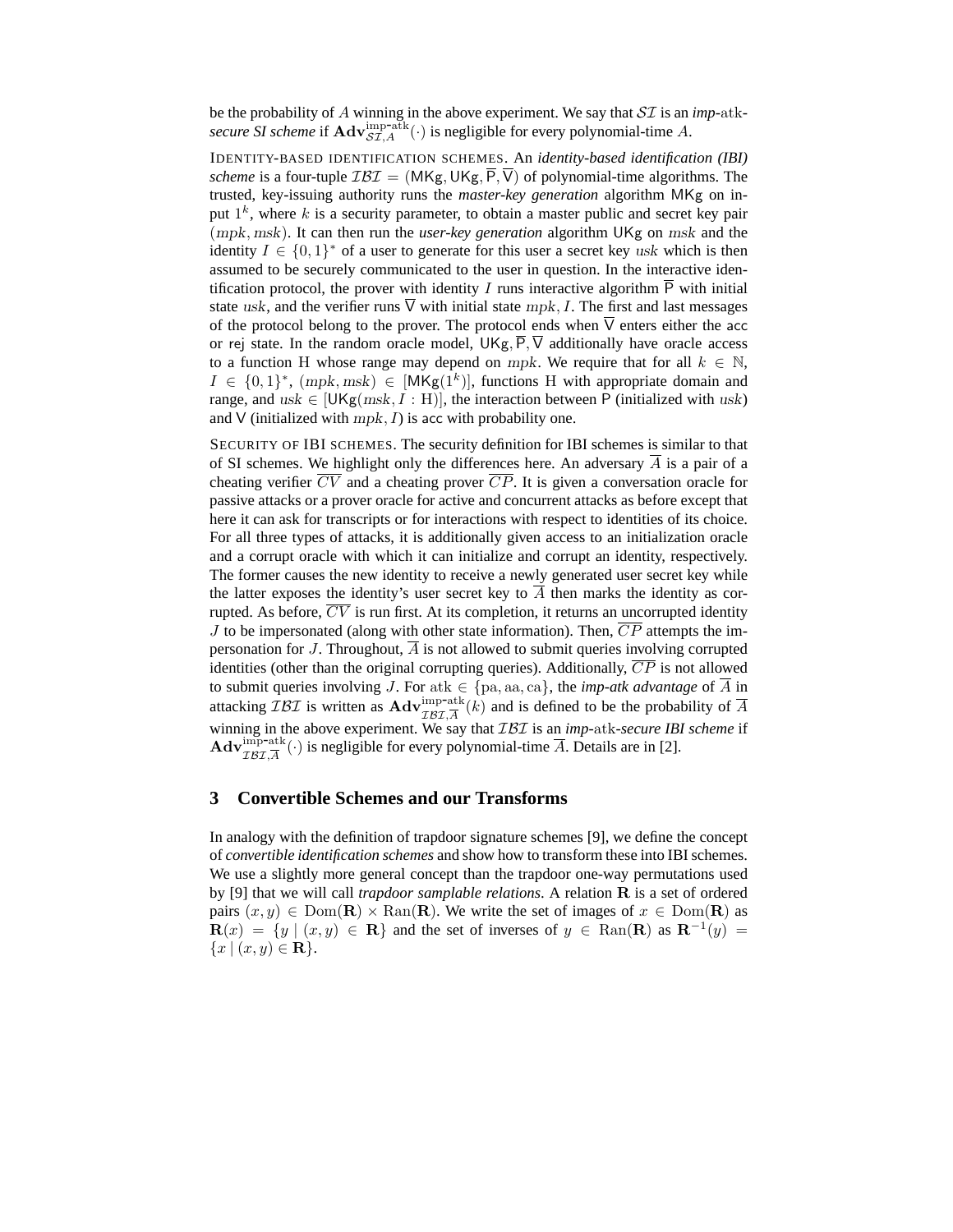be the probability of $A$ winning in the above experiment. We say that $\mathcal{SI}$ is an *imp-*atk*-secure SI scheme* if $\mathbf{Adv}^{\text{imp-atk}}_{\mathcal{SI},A}(\cdot)$ is negligible for every polynomial-time $A$.

IDENTITY-BASED IDENTIFICATION SCHEMES. An *identity-based identification (IBI) scheme* is a four-tuple $\mathcal{IBI} = (\mathsf{MKg}, \mathsf{UKg}, \overline{\mathsf{P}}, \overline{\mathsf{V}})$ of polynomial-time algorithms. The trusted, key-issuing authority runs the *master-key generation* algorithm $\mathsf{MKg}$ on input $1^k$, where $k$ is a security parameter, to obtain a master public and secret key pair $(mpk, msk)$. It can then run the *user-key generation* algorithm $\mathsf{UKg}$ on $msk$ and the identity $I \in \{0,1\}^*$ of a user to generate for this user a secret key $usk$ which is then assumed to be securely communicated to the user in question. In the interactive identification protocol, the prover with identity $I$ runs interactive algorithm $\overline{\mathsf{P}}$ with initial state $usk$, and the verifier runs $\overline{\mathsf{V}}$ with initial state $mpk, I$. The first and last messages of the protocol belong to the prover. The protocol ends when $\overline{\mathsf{V}}$ enters either the $\mathsf{acc}$ or $\mathsf{rej}$ state. In the random oracle model, $\mathsf{UKg}, \overline{\mathsf{P}}, \overline{\mathsf{V}}$ additionally have oracle access to a function H whose range may depend on $mpk$. We require that for all $k \in \mathbb{N}$, $I \in \{0,1\}^*$, $(mpk, msk) \in [\mathsf{MKg}(1^k)]$, functions H with appropriate domain and range, and $usk \in [\mathsf{UKg}(msk, I : \mathrm{H})]$, the interaction between $\mathsf{P}$ (initialized with $usk$) and $\mathsf{V}$ (initialized with $mpk, I$) is $\mathsf{acc}$ with probability one.

SECURITY OF IBI SCHEMES. The security definition for IBI schemes is similar to that of SI schemes. We highlight only the differences here. An adversary $\overline{A}$ is a pair of a cheating verifier $\overline{CV}$ and a cheating prover $\overline{CP}$. It is given a conversation oracle for passive attacks or a prover oracle for active and concurrent attacks as before except that here it can ask for transcripts or for interactions with respect to identities of its choice. For all three types of attacks, it is additionally given access to an initialization oracle and a corrupt oracle with which it can initialize and corrupt an identity, respectively. The former causes the new identity to receive a newly generated user secret key while the latter exposes the identity's user secret key to $\overline{A}$ then marks the identity as corrupted. As before, $\overline{CV}$ is run first. At its completion, it returns an uncorrupted identity $J$ to be impersonated (along with other state information). Then, $\overline{CP}$ attempts the impersonation for $J$. Throughout, $\overline{A}$ is not allowed to submit queries involving corrupted identities (other than the original corrupting queries). Additionally, $\overline{CP}$ is not allowed to submit queries involving $J$. For $\mathrm{atk} \in \{\mathrm{pa}, \mathrm{aa}, \mathrm{ca}\}$, the *imp-atk advantage* of $\overline{A}$ in attacking $\mathcal{IBI}$ is written as $\mathbf{Adv}^{\text{imp-atk}}_{\mathcal{IBI},\overline{A}}(k)$ and is defined to be the probability of $\overline{A}$ winning in the above experiment. We say that $\mathcal{IBI}$ is an *imp-*atk*-secure IBI scheme* if $\mathbf{Adv}^{\text{imp-atk}}_{\mathcal{IBI},\overline{A}}(\cdot)$ is negligible for every polynomial-time $\overline{A}$. Details are in [2].

## 3 Convertible Schemes and our Transforms

In analogy with the definition of trapdoor signature schemes [9], we define the concept of *convertible identification schemes* and show how to transform these into IBI schemes. We use a slightly more general concept than the trapdoor one-way permutations used by [9] that we will call *trapdoor samplable relations*. A relation $\mathbf{R}$ is a set of ordered pairs $(x, y) \in \mathrm{Dom}(\mathbf{R}) \times \mathrm{Ran}(\mathbf{R})$. We write the set of images of $x \in \mathrm{Dom}(\mathbf{R})$ as $\mathbf{R}(x) = \{y \mid (x, y) \in \mathbf{R}\}$ and the set of inverses of $y \in \mathrm{Ran}(\mathbf{R})$ as $\mathbf{R}^{-1}(y) = \{x \mid (x, y) \in \mathbf{R}\}$.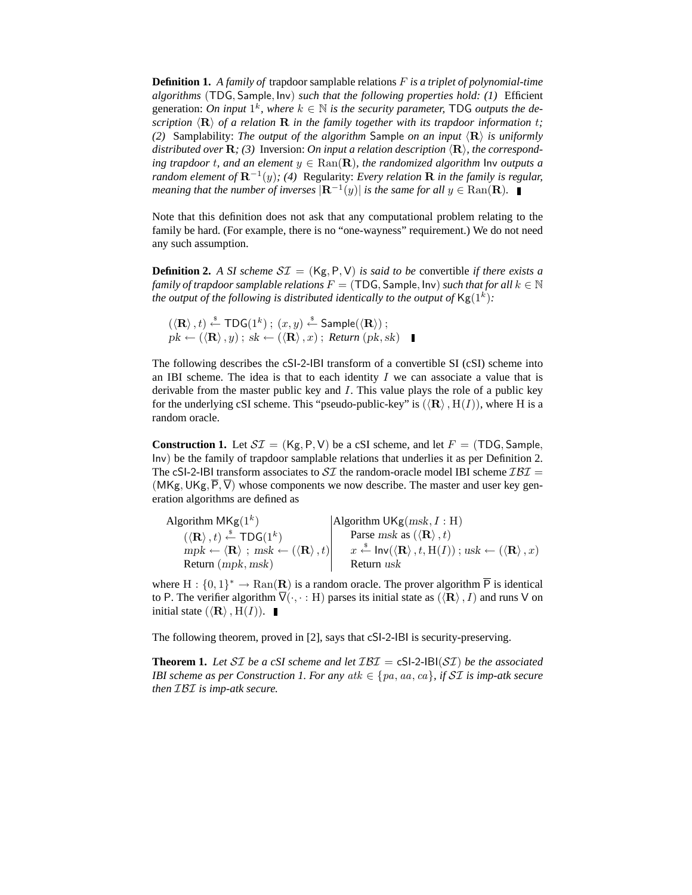**Definition 1.** *A family of* trapdoor samplable relations $F$ *is a triplet of polynomial-time algorithms* $(\mathsf{TDG}, \mathsf{Sample}, \mathsf{Inv})$ *such that the following properties hold: (1)* Efficient generation: *On input* $1^k$*, where* $k \in \mathbb{N}$ *is the security parameter,* $\mathsf{TDG}$ *outputs the description* $\langle \mathbf{R} \rangle$ *of a relation* $\mathbf{R}$ *in the family together with its trapdoor information* $t$*; (2)* Samplability: *The output of the algorithm* $\mathsf{Sample}$ *on an input* $\langle \mathbf{R} \rangle$ *is uniformly distributed over* $\mathbf{R}$*; (3)* Inversion: *On input a relation description* $\langle \mathbf{R} \rangle$*, the corresponding trapdoor* $t$*, and an element* $y \in \mathrm{Ran}(\mathbf{R})$*, the randomized algorithm* $\mathsf{Inv}$ *outputs a random element of* $\mathbf{R}^{-1}(y)$*; (4)* Regularity: *Every relation* $\mathbf{R}$ *in the family is regular, meaning that the number of inverses* $|\mathbf{R}^{-1}(y)|$ *is the same for all* $y \in \mathrm{Ran}(\mathbf{R})$*.* ∎

Note that this definition does not ask that any computational problem relating to the family be hard. (For example, there is no "one-wayness" requirement.) We do not need any such assumption.

**Definition 2.** *A SI scheme* $\mathcal{SI} = (\mathsf{Kg}, \mathsf{P}, \mathsf{V})$ *is said to be* convertible *if there exists a family of trapdoor samplable relations* $F = (\mathsf{TDG}, \mathsf{Sample}, \mathsf{Inv})$ *such that for all* $k \in \mathbb{N}$ *the output of the following is distributed identically to the output of* $\mathsf{Kg}(1^k)$*:*

$$(\langle \mathbf{R} \rangle, t) \xleftarrow{\$} \mathsf{TDG}(1^k)\ ;\ (x, y) \xleftarrow{\$} \mathsf{Sample}(\langle \mathbf{R} \rangle)\ ;$$
$$pk \leftarrow (\langle \mathbf{R} \rangle, y)\ ;\ sk \leftarrow (\langle \mathbf{R} \rangle, x)\ ;\ \textit{Return } (pk, sk)$$ ∎

The following describes the cSI-2-IBI transform of a convertible SI (cSI) scheme into an IBI scheme. The idea is that to each identity $I$ we can associate a value that is derivable from the master public key and $I$. This value plays the role of a public key for the underlying cSI scheme. This "pseudo-public-key" is $(\langle \mathbf{R} \rangle, \mathrm{H}(I))$, where H is a random oracle.

**Construction 1.** Let $\mathcal{SI} = (\mathsf{Kg}, \mathsf{P}, \mathsf{V})$ be a cSI scheme, and let $F = (\mathsf{TDG}, \mathsf{Sample}, \mathsf{Inv})$ be the family of trapdoor samplable relations that underlies it as per Definition 2. The cSI-2-IBI transform associates to $\mathcal{SI}$ the random-oracle model IBI scheme $\mathcal{IBI} = (\mathsf{MKg}, \mathsf{UKg}, \overline{\mathsf{P}}, \overline{\mathsf{V}})$ whose components we now describe. The master and user key generation algorithms are defined as

| Algorithm $\mathsf{MKg}(1^k)$ | Algorithm $\mathsf{UKg}(msk, I : \mathrm{H})$ |
|---|---|
| $(\langle \mathbf{R} \rangle, t) \xleftarrow{\$} \mathsf{TDG}(1^k)$ | Parse $msk$ as $(\langle \mathbf{R} \rangle, t)$ |
| $mpk \leftarrow \langle \mathbf{R} \rangle\ ;\ msk \leftarrow (\langle \mathbf{R} \rangle, t)$ | $x \xleftarrow{\$} \mathsf{Inv}(\langle \mathbf{R} \rangle, t, \mathrm{H}(I))\ ; usk \leftarrow (\langle \mathbf{R} \rangle, x)$ |
| Return $(mpk, msk)$ | Return $usk$ |

where $\mathrm{H} : \{0,1\}^* \to \mathrm{Ran}(\mathbf{R})$ is a random oracle. The prover algorithm $\overline{\mathsf{P}}$ is identical to $\mathsf{P}$. The verifier algorithm $\overline{\mathsf{V}}(\cdot, \cdot : \mathrm{H})$ parses its initial state as $(\langle \mathbf{R} \rangle, I)$ and runs $\mathsf{V}$ on initial state $(\langle \mathbf{R} \rangle, \mathrm{H}(I))$. ∎

The following theorem, proved in [2], says that cSI-2-IBI is security-preserving.

**Theorem 1.** *Let* $\mathcal{SI}$ *be a cSI scheme and let* $\mathcal{IBI} = \mathsf{cSI\text{-}2\text{-}IBI}(\mathcal{SI})$ *be the associated IBI scheme as per Construction 1. For any* $atk \in \{pa, aa, ca\}$*, if* $\mathcal{SI}$ *is imp-atk secure then* $\mathcal{IBI}$ *is imp-atk secure.*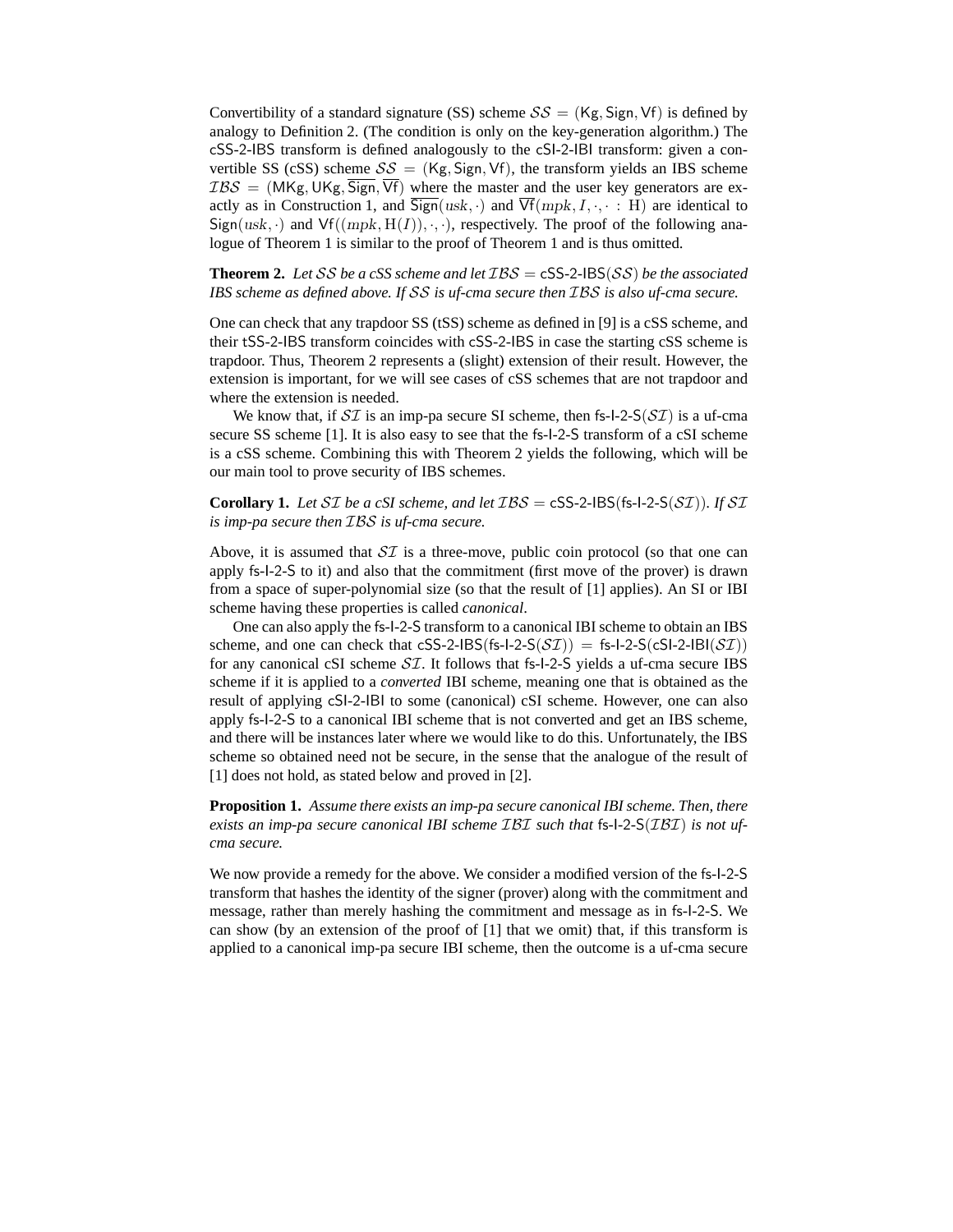Convertibility of a standard signature (SS) scheme $\mathcal{SS} = (\mathsf{Kg}, \mathsf{Sign}, \mathsf{Vf})$ is defined by analogy to Definition 2. (The condition is only on the key-generation algorithm.) The cSS-2-IBS transform is defined analogously to the cSI-2-IBI transform: given a convertible SS (cSS) scheme $\mathcal{SS} = (\mathsf{Kg}, \mathsf{Sign}, \mathsf{Vf})$, the transform yields an IBS scheme $\mathcal{IBS} = (\mathsf{MKg}, \mathsf{UKg}, \overline{\mathsf{Sign}}, \overline{\mathsf{Vf}})$ where the master and the user key generators are exactly as in Construction 1, and $\overline{\mathsf{Sign}}(usk, \cdot)$ and $\overline{\mathsf{Vf}}(mpk, I, \cdot, \cdot : \mathrm{H})$ are identical to $\mathsf{Sign}(usk, \cdot)$ and $\mathsf{Vf}((mpk, \mathrm{H}(I)), \cdot, \cdot)$, respectively. The proof of the following analogue of Theorem 1 is similar to the proof of Theorem 1 and is thus omitted.

**Theorem 2.** *Let $\mathcal{SS}$ be a cSS scheme and let $\mathcal{IBS} =$ cSS-2-IBS$(\mathcal{SS})$ be the associated IBS scheme as defined above. If $\mathcal{SS}$ is uf-cma secure then $\mathcal{IBS}$ is also uf-cma secure.*

One can check that any trapdoor SS (tSS) scheme as defined in [9] is a cSS scheme, and their tSS-2-IBS transform coincides with cSS-2-IBS in case the starting cSS scheme is trapdoor. Thus, Theorem 2 represents a (slight) extension of their result. However, the extension is important, for we will see cases of cSS schemes that are not trapdoor and where the extension is needed.

We know that, if $\mathcal{SI}$ is an imp-pa secure SI scheme, then fs-I-2-S$(\mathcal{SI})$ is a uf-cma secure SS scheme [1]. It is also easy to see that the fs-I-2-S transform of a cSI scheme is a cSS scheme. Combining this with Theorem 2 yields the following, which will be our main tool to prove security of IBS schemes.

**Corollary 1.** *Let $\mathcal{SI}$ be a cSI scheme, and let $\mathcal{IBS} =$ cSS-2-IBS(fs-I-2-S$(\mathcal{SI})$). If $\mathcal{SI}$ is imp-pa secure then $\mathcal{IBS}$ is uf-cma secure.*

Above, it is assumed that $\mathcal{SI}$ is a three-move, public coin protocol (so that one can apply fs-I-2-S to it) and also that the commitment (first move of the prover) is drawn from a space of super-polynomial size (so that the result of [1] applies). An SI or IBI scheme having these properties is called *canonical*.

One can also apply the fs-I-2-S transform to a canonical IBI scheme to obtain an IBS scheme, and one can check that cSS-2-IBS(fs-I-2-S$(\mathcal{SI})$) $=$ fs-I-2-S(cSI-2-IBI$(\mathcal{SI})$) for any canonical cSI scheme $\mathcal{SI}$. It follows that fs-I-2-S yields a uf-cma secure IBS scheme if it is applied to a *converted* IBI scheme, meaning one that is obtained as the result of applying cSI-2-IBI to some (canonical) cSI scheme. However, one can also apply fs-I-2-S to a canonical IBI scheme that is not converted and get an IBS scheme, and there will be instances later where we would like to do this. Unfortunately, the IBS scheme so obtained need not be secure, in the sense that the analogue of the result of [1] does not hold, as stated below and proved in [2].

**Proposition 1.** *Assume there exists an imp-pa secure canonical IBI scheme. Then, there exists an imp-pa secure canonical IBI scheme $\mathcal{IBI}$ such that fs-I-2-S$(\mathcal{IBI})$ is not uf-cma secure.*

We now provide a remedy for the above. We consider a modified version of the fs-I-2-S transform that hashes the identity of the signer (prover) along with the commitment and message, rather than merely hashing the commitment and message as in fs-I-2-S. We can show (by an extension of the proof of [1] that we omit) that, if this transform is applied to a canonical imp-pa secure IBI scheme, then the outcome is a uf-cma secure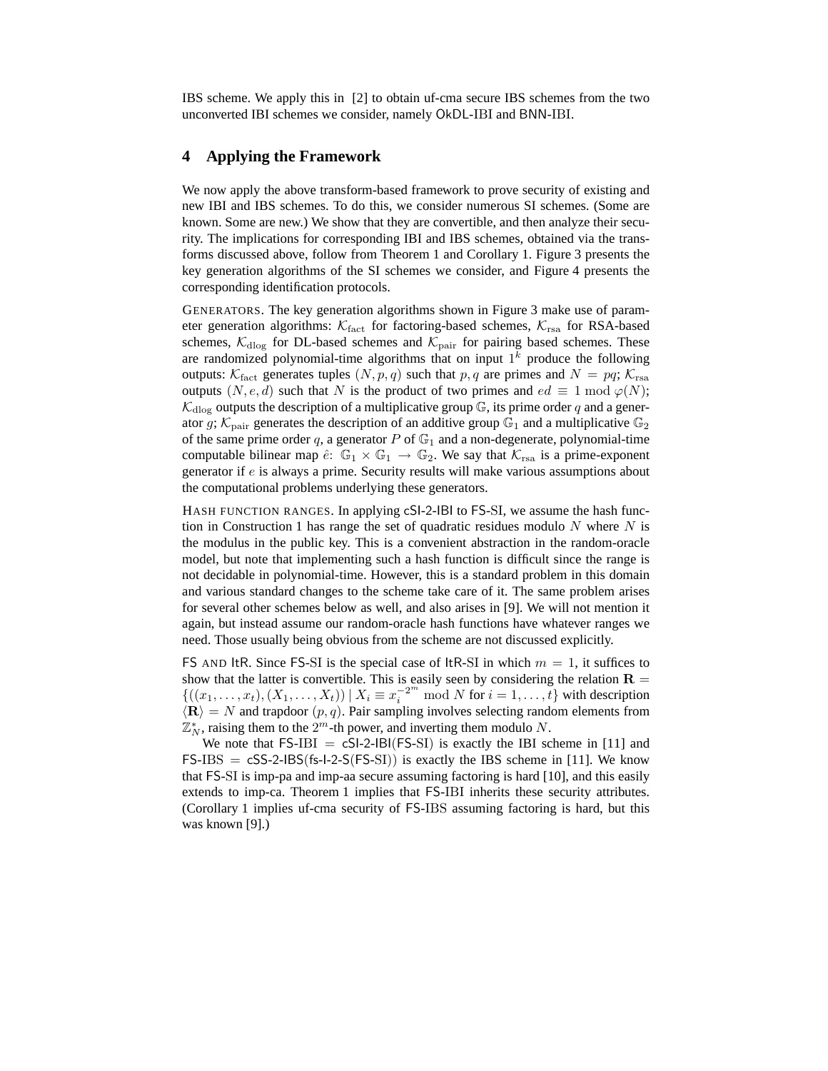IBS scheme. We apply this in [2] to obtain uf-cma secure IBS schemes from the two unconverted IBI schemes we consider, namely OkDL-IBI and BNN-IBI.

## 4 Applying the Framework

We now apply the above transform-based framework to prove security of existing and new IBI and IBS schemes. To do this, we consider numerous SI schemes. (Some are known. Some are new.) We show that they are convertible, and then analyze their security. The implications for corresponding IBI and IBS schemes, obtained via the transforms discussed above, follow from Theorem 1 and Corollary 1. Figure 3 presents the key generation algorithms of the SI schemes we consider, and Figure 4 presents the corresponding identification protocols.

GENERATORS. The key generation algorithms shown in Figure 3 make use of parameter generation algorithms: $\mathcal{K}_{\rm fact}$ for factoring-based schemes, $\mathcal{K}_{\rm rsa}$ for RSA-based schemes, $\mathcal{K}_{\rm dlog}$ for DL-based schemes and $\mathcal{K}_{\rm pair}$ for pairing based schemes. These are randomized polynomial-time algorithms that on input $1^k$ produce the following outputs: $\mathcal{K}_{\rm fact}$ generates tuples $(N, p, q)$ such that $p, q$ are primes and $N = pq$; $\mathcal{K}_{\rm rsa}$ outputs $(N, e, d)$ such that $N$ is the product of two primes and $ed \equiv 1 \bmod \varphi(N)$; $\mathcal{K}_{\rm dlog}$ outputs the description of a multiplicative group $\mathbb{G}$, its prime order $q$ and a generator $g$; $\mathcal{K}_{\rm pair}$ generates the description of an additive group $\mathbb{G}_1$ and a multiplicative $\mathbb{G}_2$ of the same prime order $q$, a generator $P$ of $\mathbb{G}_1$ and a non-degenerate, polynomial-time computable bilinear map $\hat{e}\colon \mathbb{G}_1 \times \mathbb{G}_1 \to \mathbb{G}_2$. We say that $\mathcal{K}_{\rm rsa}$ is a prime-exponent generator if $e$ is always a prime. Security results will make various assumptions about the computational problems underlying these generators.

HASH FUNCTION RANGES. In applying cSI-2-IBI to FS-SI, we assume the hash function in Construction 1 has range the set of quadratic residues modulo $N$ where $N$ is the modulus in the public key. This is a convenient abstraction in the random-oracle model, but note that implementing such a hash function is difficult since the range is not decidable in polynomial-time. However, this is a standard problem in this domain and various standard changes to the scheme take care of it. The same problem arises for several other schemes below as well, and also arises in [9]. We will not mention it again, but instead assume our random-oracle hash functions have whatever ranges we need. Those usually being obvious from the scheme are not discussed explicitly.

FS AND ItR. Since FS-SI is the special case of ItR-SI in which $m = 1$, it suffices to show that the latter is convertible. This is easily seen by considering the relation $\mathbf{R} = \{((x_1, \ldots, x_t), (X_1, \ldots, X_t)) \mid X_i \equiv x_i^{-2^m} \bmod N \text{ for } i = 1, \ldots, t\}$ with description $\langle \mathbf{R} \rangle = N$ and trapdoor $(p, q)$. Pair sampling involves selecting random elements from $\mathbb{Z}_N^*$, raising them to the $2^m$-th power, and inverting them modulo $N$.

We note that FS-IBI = cSI-2-IBI(FS-SI) is exactly the IBI scheme in [11] and FS-IBS = cSS-2-IBS(fs-I-2-S(FS-SI)) is exactly the IBS scheme in [11]. We know that FS-SI is imp-pa and imp-aa secure assuming factoring is hard [10], and this easily extends to imp-ca. Theorem 1 implies that FS-IBI inherits these security attributes. (Corollary 1 implies uf-cma security of FS-IBS assuming factoring is hard, but this was known [9].)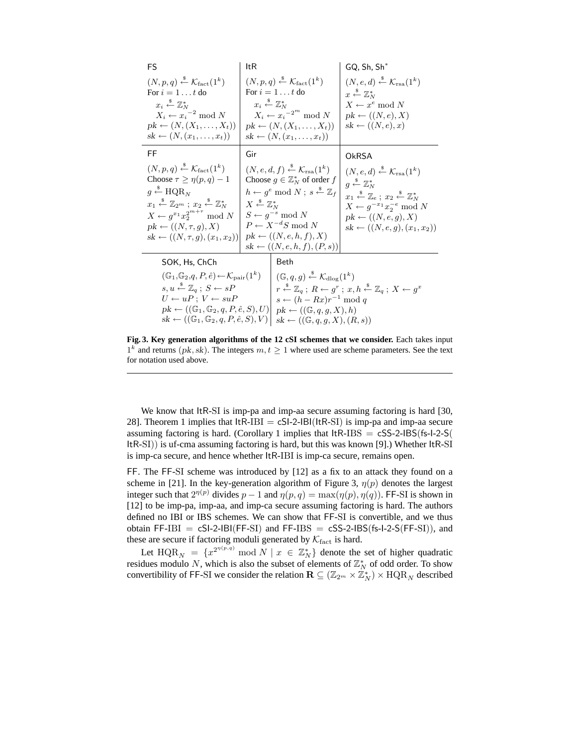| FS | ItR | GQ, Sh, Sh* |
|---|---|---|
| $(N,p,q) \xleftarrow{\$} \mathcal{K}_{\rm fact}(1^k)$<br>For $i = 1 \ldots t$ do<br>$x_i \xleftarrow{\$} \mathbb{Z}_N^*$<br>$X_i \leftarrow {x_i}^{-2} \bmod N$<br>$pk \leftarrow (N, (X_1, \ldots, X_t))$<br>$sk \leftarrow (N, (x_1, \ldots, x_t))$ | $(N,p,q) \xleftarrow{\$} \mathcal{K}_{\rm fact}(1^k)$<br>For $i = 1 \ldots t$ do<br>$x_i \xleftarrow{\$} \mathbb{Z}_N^*$<br>$X_i \leftarrow {x_i}^{-2^m} \bmod N$<br>$pk \leftarrow (N, (X_1, \ldots, X_t))$<br>$sk \leftarrow (N, (x_1, \ldots, x_t))$ | $(N,e,d) \xleftarrow{\$} \mathcal{K}_{\rm rsa}(1^k)$<br>$x \xleftarrow{\$} \mathbb{Z}_N^*$<br>$X \leftarrow x^e \bmod N$<br>$pk \leftarrow ((N,e), X)$<br>$sk \leftarrow ((N,e), x)$ |
| **FF** | **Gir** | **OkRSA** |
| $(N,p,q) \xleftarrow{\$} \mathcal{K}_{\rm fact}(1^k)$<br>Choose $\tau \geq \eta(p,q) - 1$<br>$g \xleftarrow{\$} {\rm HQR}_N$<br>$x_1 \xleftarrow{\$} \mathbb{Z}_{2^m}$ ; $x_2 \xleftarrow{\$} \mathbb{Z}_N^*$<br>$X \leftarrow g^{x_1} x_2^{2^{m+\tau}} \bmod N$<br>$pk \leftarrow ((N,\tau,g), X)$<br>$sk \leftarrow ((N,\tau,g),(x_1,x_2))$ | $(N,e,d,f) \xleftarrow{\$} \mathcal{K}_{\rm rsa}(1^k)$<br>Choose $g \in \mathbb{Z}_N^*$ of order $f$<br>$h \leftarrow g^e \bmod N$ ; $s \xleftarrow{\$} \mathbb{Z}_f$<br>$X \xleftarrow{\$} \mathbb{Z}_N^*$<br>$S \leftarrow g^{-s} \bmod N$<br>$P \leftarrow X^{-d} S \bmod N$<br>$pk \leftarrow ((N,e,h,f), X)$<br>$sk \leftarrow ((N,e,h,f),(P,s))$ | $(N,e,d) \xleftarrow{\$} \mathcal{K}_{\rm rsa}(1^k)$<br>$g \xleftarrow{\$} \mathbb{Z}_N^*$<br>$x_1 \xleftarrow{\$} \mathbb{Z}_e$ ; $x_2 \xleftarrow{\$} \mathbb{Z}_N^*$<br>$X \leftarrow g^{-x_1} x_2^{-e} \bmod N$<br>$pk \leftarrow ((N,e,g), X)$<br>$sk \leftarrow ((N,e,g),(x_1,x_2))$ |

| SOK, Hs, ChCh | Beth |
|---|---|
| $(\mathbb{G}_1,\mathbb{G}_2,q,P,\hat{e}) \leftarrow \mathcal{K}_{\rm pair}(1^k)$<br>$s,u \xleftarrow{\$} \mathbb{Z}_q$ ; $S \leftarrow sP$<br>$U \leftarrow uP$ ; $V \leftarrow suP$<br>$pk \leftarrow ((\mathbb{G}_1,\mathbb{G}_2,q,P,\hat{e},S),U)$<br>$sk \leftarrow ((\mathbb{G}_1,\mathbb{G}_2,q,P,\hat{e},S),V)$ | $(\mathbb{G},q,g) \xleftarrow{\$} \mathcal{K}_{\rm dlog}(1^k)$<br>$r \xleftarrow{\$} \mathbb{Z}_q$ ; $R \leftarrow g^r$ ; $x,h \xleftarrow{\$} \mathbb{Z}_q$ ; $X \leftarrow g^x$<br>$s \leftarrow (h - Rx)r^{-1} \bmod q$<br>$pk \leftarrow ((\mathbb{G},q,g,X),h)$<br>$sk \leftarrow ((\mathbb{G},q,g,X),(R,s))$ |

**Fig. 3. Key generation algorithms of the 12 cSI schemes that we consider.** Each takes input $1^k$ and returns $(pk, sk)$. The integers $m, t \geq 1$ where used are scheme parameters. See the text for notation used above.

---

We know that ItR-SI is imp-pa and imp-aa secure assuming factoring is hard [30, 28]. Theorem 1 implies that ItR-IBI = cSI-2-IBI(ItR-SI) is imp-pa and imp-aa secure assuming factoring is hard. (Corollary 1 implies that ItR-IBS = cSS-2-IBS(fs-I-2-S(ItR-SI)) is uf-cma assuming factoring is hard, but this was known [9].) Whether ItR-SI is imp-ca secure, and hence whether ItR-IBI is imp-ca secure, remains open.

FF. The FF-SI scheme was introduced by [12] as a fix to an attack they found on a scheme in [21]. In the key-generation algorithm of Figure 3, $\eta(p)$ denotes the largest integer such that $2^{\eta(p)}$ divides $p-1$ and $\eta(p,q) = \max(\eta(p), \eta(q))$. FF-SI is shown in [12] to be imp-pa, imp-aa, and imp-ca secure assuming factoring is hard. The authors defined no IBI or IBS schemes. We can show that FF-SI is convertible, and we thus obtain FF-IBI = cSI-2-IBI(FF-SI) and FF-IBS = cSS-2-IBS(fs-I-2-S(FF-SI)), and these are secure if factoring moduli generated by $\mathcal{K}_{\rm fact}$ is hard.

Let ${\rm HQR}_N = \{x^{2^{\eta(p,q)}} \bmod N \mid x \in \mathbb{Z}_N^*\}$ denote the set of higher quadratic residues modulo $N$, which is also the subset of elements of $\mathbb{Z}_N^*$ of odd order. To show convertibility of FF-SI we consider the relation $\mathbf{R} \subseteq (\mathbb{Z}_{2^m} \times \mathbb{Z}_N^*) \times {\rm HQR}_N$ described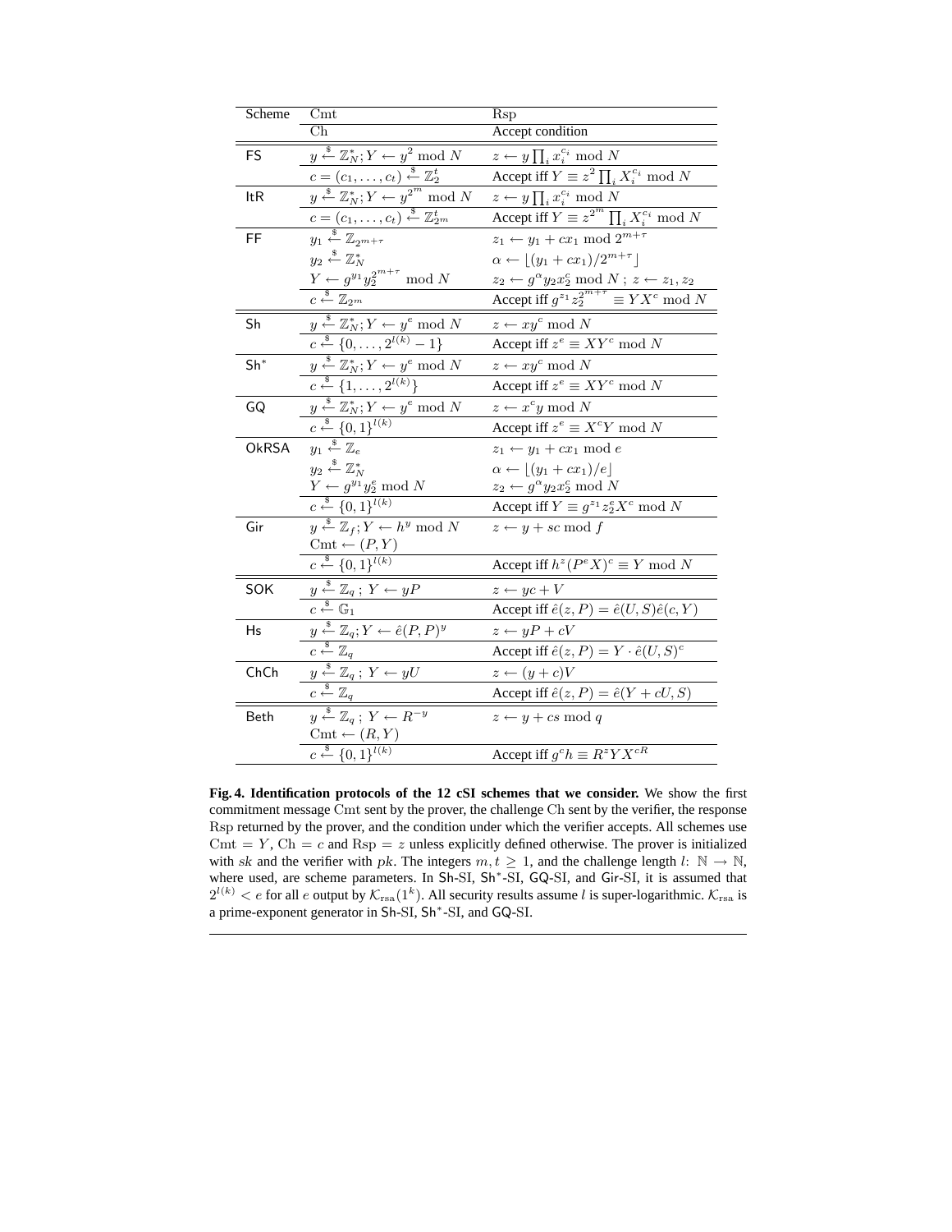| Scheme | Cmt | Rsp |
|---|---|---|
| | Ch | Accept condition |
| FS | $y \xleftarrow{\$} \mathbb{Z}_N^*; Y \leftarrow y^2 \bmod N$ | $z \leftarrow y \prod_i x_i^{c_i} \bmod N$ |
| | $c = (c_1, \ldots, c_t) \xleftarrow{\$} \mathbb{Z}_2^t$ | Accept iff $Y \equiv z^2 \prod_i X_i^{c_i} \bmod N$ |
| ItR | $y \xleftarrow{\$} \mathbb{Z}_N^*; Y \leftarrow y^{2^m} \bmod N$ | $z \leftarrow y \prod_i x_i^{c_i} \bmod N$ |
| | $c = (c_1, \ldots, c_t) \xleftarrow{\$} \mathbb{Z}_{2^m}^t$ | Accept iff $Y \equiv z^{2^m} \prod_i X_i^{c_i} \bmod N$ |
| FF | $y_1 \xleftarrow{\$} \mathbb{Z}_{2^{m+\tau}}$ <br> $y_2 \xleftarrow{\$} \mathbb{Z}_N^*$ <br> $Y \leftarrow g^{y_1} y_2^{2^{m+\tau}} \bmod N$ | $z_1 \leftarrow y_1 + cx_1 \bmod 2^{m+\tau}$ <br> $\alpha \leftarrow \lfloor (y_1 + cx_1)/2^{m+\tau} \rfloor$ <br> $z_2 \leftarrow g^{\alpha} y_2 x_2^c \bmod N$ ; $z \leftarrow z_1, z_2$ |
| | $c \xleftarrow{\$} \mathbb{Z}_{2^m}$ | Accept iff $g^{z_1} z_2^{2^{m+\tau}} \equiv Y X^c \bmod N$ |
| Sh | $y \xleftarrow{\$} \mathbb{Z}_N^*; Y \leftarrow y^e \bmod N$ | $z \leftarrow xy^c \bmod N$ |
| | $c \xleftarrow{\$} \{0, \ldots, 2^{l(k)} - 1\}$ | Accept iff $z^e \equiv XY^c \bmod N$ |
| Sh* | $y \xleftarrow{\$} \mathbb{Z}_N^*; Y \leftarrow y^e \bmod N$ | $z \leftarrow xy^c \bmod N$ |
| | $c \xleftarrow{\$} \{1, \ldots, 2^{l(k)}\}$ | Accept iff $z^e \equiv XY^c \bmod N$ |
| GQ | $y \xleftarrow{\$} \mathbb{Z}_N^*; Y \leftarrow y^e \bmod N$ | $z \leftarrow x^c y \bmod N$ |
| | $c \xleftarrow{\$} \{0,1\}^{l(k)}$ | Accept iff $z^e \equiv X^c Y \bmod N$ |
| OkRSA | $y_1 \xleftarrow{\$} \mathbb{Z}_e$ <br> $y_2 \xleftarrow{\$} \mathbb{Z}_N^*$ <br> $Y \leftarrow g^{y_1} y_2^e \bmod N$ | $z_1 \leftarrow y_1 + cx_1 \bmod e$ <br> $\alpha \leftarrow \lfloor (y_1 + cx_1)/e \rfloor$ <br> $z_2 \leftarrow g^{\alpha} y_2 x_2^c \bmod N$ |
| | $c \xleftarrow{\$} \{0,1\}^{l(k)}$ | Accept iff $Y \equiv g^{z_1} z_2^e X^c \bmod N$ |
| Gir | $y \xleftarrow{\$} \mathbb{Z}_f; Y \leftarrow h^y \bmod N$ <br> $\mathrm{Cmt} \leftarrow (P, Y)$ | $z \leftarrow y + sc \bmod f$ |
| | $c \xleftarrow{\$} \{0,1\}^{l(k)}$ | Accept iff $h^z (P^e X)^c \equiv Y \bmod N$ |
| SOK | $y \xleftarrow{\$} \mathbb{Z}_q$ ; $Y \leftarrow yP$ | $z \leftarrow yc + V$ |
| | $c \xleftarrow{\$} \mathbb{G}_1$ | Accept iff $\hat{e}(z, P) = \hat{e}(U, S)\hat{e}(c, Y)$ |
| Hs | $y \xleftarrow{\$} \mathbb{Z}_q; Y \leftarrow \hat{e}(P, P)^y$ | $z \leftarrow yP + cV$ |
| | $c \xleftarrow{\$} \mathbb{Z}_q$ | Accept iff $\hat{e}(z, P) = Y \cdot \hat{e}(U, S)^c$ |
| ChCh | $y \xleftarrow{\$} \mathbb{Z}_q$ ; $Y \leftarrow yU$ | $z \leftarrow (y + c)V$ |
| | $c \xleftarrow{\$} \mathbb{Z}_q$ | Accept iff $\hat{e}(z, P) = \hat{e}(Y + cU, S)$ |
| Beth | $y \xleftarrow{\$} \mathbb{Z}_q$ ; $Y \leftarrow R^{-y}$ <br> $\mathrm{Cmt} \leftarrow (R, Y)$ | $z \leftarrow y + cs \bmod q$ |
| | $c \xleftarrow{\$} \{0,1\}^{l(k)}$ | Accept iff $g^c h \equiv R^z Y X^{cR}$ |

**Fig. 4. Identification protocols of the 12 cSI schemes that we consider.** We show the first commitment message Cmt sent by the prover, the challenge Ch sent by the verifier, the response Rsp returned by the prover, and the condition under which the verifier accepts. All schemes use $\mathrm{Cmt} = Y$, $\mathrm{Ch} = c$ and $\mathrm{Rsp} = z$ unless explicitly defined otherwise. The prover is initialized with $sk$ and the verifier with $pk$. The integers $m, t \geq 1$, and the challenge length $l \colon \mathbb{N} \to \mathbb{N}$, where used, are scheme parameters. In Sh-SI, Sh*-SI, GQ-SI, and Gir-SI, it is assumed that $2^{l(k)} < e$ for all $e$ output by $\mathcal{K}_{\mathrm{rsa}}(1^k)$. All security results assume $l$ is super-logarithmic. $\mathcal{K}_{\mathrm{rsa}}$ is a prime-exponent generator in Sh-SI, Sh*-SI, and GQ-SI.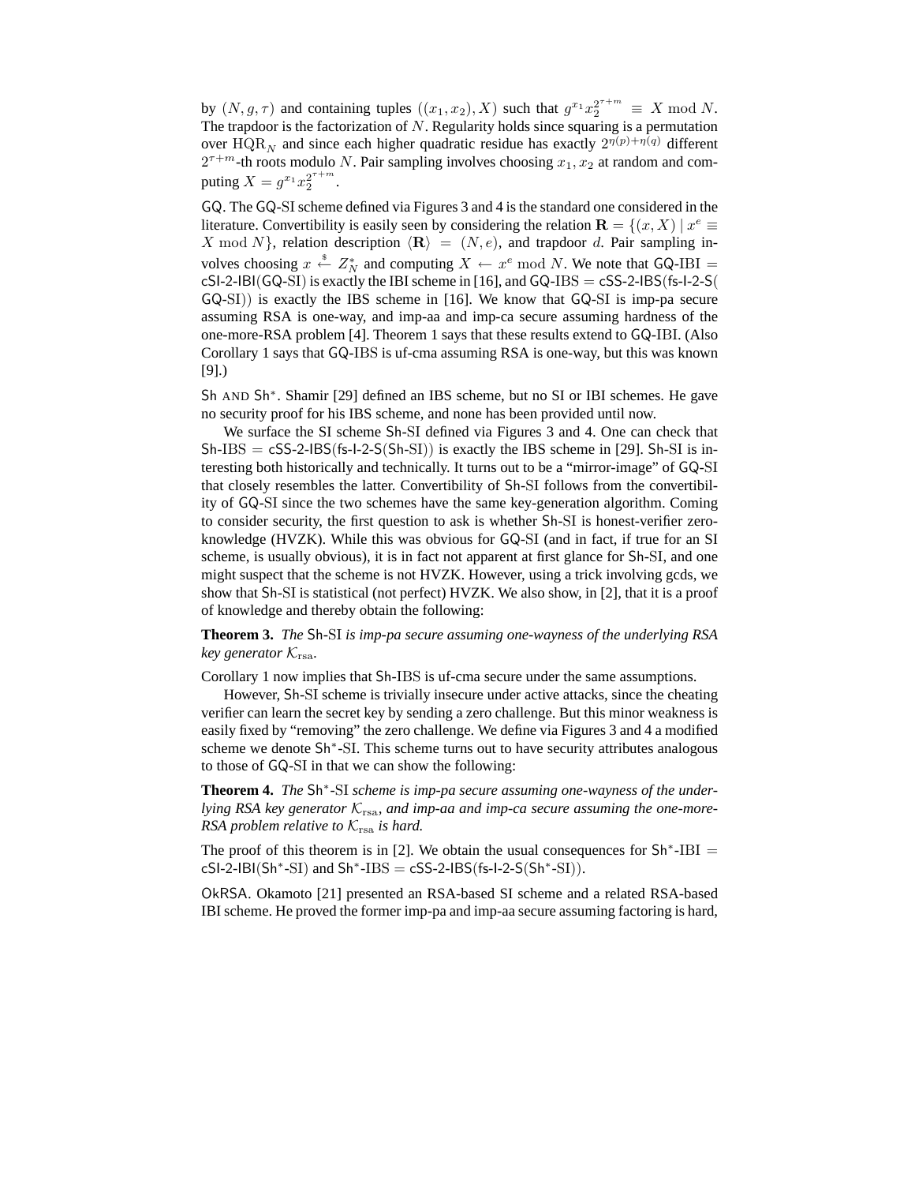by $(N, g, \tau)$ and containing tuples $((x_1, x_2), X)$ such that $g^{x_1} x_2^{2^{\tau+m}} \equiv X \bmod N$. The trapdoor is the factorization of $N$. Regularity holds since squaring is a permutation over $\mathrm{HQR}_N$ and since each higher quadratic residue has exactly $2^{\eta(p)+\eta(q)}$ different $2^{\tau+m}$-th roots modulo $N$. Pair sampling involves choosing $x_1, x_2$ at random and computing $X = g^{x_1} x_2^{2^{\tau+m}}$.

GQ. The GQ-SI scheme defined via Figures 3 and 4 is the standard one considered in the literature. Convertibility is easily seen by considering the relation $\mathbf{R} = \{(x, X) \mid x^e \equiv X \bmod N\}$, relation description $\langle \mathbf{R} \rangle = (N, e)$, and trapdoor $d$. Pair sampling involves choosing $x \stackrel{\$}{\leftarrow} Z_N^*$ and computing $X \leftarrow x^e \bmod N$. We note that GQ-IBI = cSI-2-IBI(GQ-SI) is exactly the IBI scheme in [16], and GQ-IBS = cSS-2-IBS(fs-I-2-S(GQ-SI)) is exactly the IBS scheme in [16]. We know that GQ-SI is imp-pa secure assuming RSA is one-way, and imp-aa and imp-ca secure assuming hardness of the one-more-RSA problem [4]. Theorem 1 says that these results extend to GQ-IBI. (Also Corollary 1 says that GQ-IBS is uf-cma assuming RSA is one-way, but this was known [9].)

Sh AND $\mathsf{Sh}^*$. Shamir [29] defined an IBS scheme, but no SI or IBI schemes. He gave no security proof for his IBS scheme, and none has been provided until now.

We surface the SI scheme Sh-SI defined via Figures 3 and 4. One can check that Sh-IBS = cSS-2-IBS(fs-I-2-S(Sh-SI)) is exactly the IBS scheme in [29]. Sh-SI is interesting both historically and technically. It turns out to be a "mirror-image" of GQ-SI that closely resembles the latter. Convertibility of Sh-SI follows from the convertibility of GQ-SI since the two schemes have the same key-generation algorithm. Coming to consider security, the first question to ask is whether Sh-SI is honest-verifier zero-knowledge (HVZK). While this was obvious for GQ-SI (and in fact, if true for an SI scheme, is usually obvious), it is in fact not apparent at first glance for Sh-SI, and one might suspect that the scheme is not HVZK. However, using a trick involving gcds, we show that Sh-SI is statistical (not perfect) HVZK. We also show, in [2], that it is a proof of knowledge and thereby obtain the following:

**Theorem 3.** *The Sh-SI is imp-pa secure assuming one-wayness of the underlying RSA key generator $\mathcal{K}_{\mathrm{rsa}}$.*

Corollary 1 now implies that Sh-IBS is uf-cma secure under the same assumptions.

However, Sh-SI scheme is trivially insecure under active attacks, since the cheating verifier can learn the secret key by sending a zero challenge. But this minor weakness is easily fixed by "removing" the zero challenge. We define via Figures 3 and 4 a modified scheme we denote $\mathsf{Sh}^*$-SI. This scheme turns out to have security attributes analogous to those of GQ-SI in that we can show the following:

**Theorem 4.** *The $\mathsf{Sh}^*$-SI scheme is imp-pa secure assuming one-wayness of the underlying RSA key generator $\mathcal{K}_{\mathrm{rsa}}$, and imp-aa and imp-ca secure assuming the one-more-RSA problem relative to $\mathcal{K}_{\mathrm{rsa}}$ is hard.*

The proof of this theorem is in [2]. We obtain the usual consequences for $\mathsf{Sh}^*$-IBI = cSI-2-IBI($\mathsf{Sh}^*$-SI) and $\mathsf{Sh}^*$-IBS = cSS-2-IBS(fs-I-2-S($\mathsf{Sh}^*$-SI)).

OkRSA. Okamoto [21] presented an RSA-based SI scheme and a related RSA-based IBI scheme. He proved the former imp-pa and imp-aa secure assuming factoring is hard,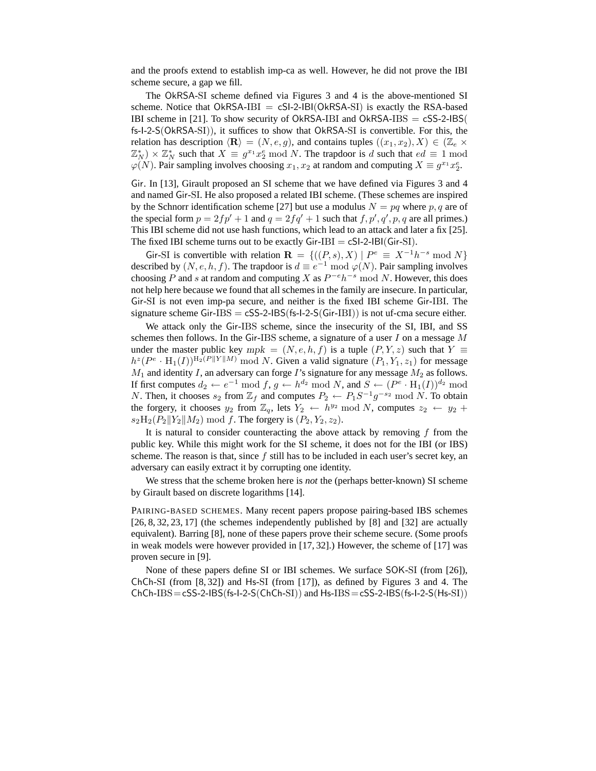and the proofs extend to establish imp-ca as well. However, he did not prove the IBI scheme secure, a gap we fill.

The OkRSA-SI scheme defined via Figures 3 and 4 is the above-mentioned SI scheme. Notice that OkRSA-IBI $=$ cSI-2-IBI(OkRSA-SI) is exactly the RSA-based IBI scheme in [21]. To show security of OkRSA-IBI and OkRSA-IBS $=$ cSS-2-IBS(fs-I-2-S(OkRSA-SI)), it suffices to show that OkRSA-SI is convertible. For this, the relation has description $\langle \mathbf{R} \rangle = (N, e, g)$, and contains tuples $((x_1, x_2), X) \in (\mathbb{Z}_e \times \mathbb{Z}_N^*) \times \mathbb{Z}_N^*$ such that $X \equiv g^{x_1} x_2^e \bmod N$. The trapdoor is $d$ such that $ed \equiv 1 \bmod \varphi(N)$. Pair sampling involves choosing $x_1, x_2$ at random and computing $X \equiv g^{x_1} x_2^e$.

Gir. In [13], Girault proposed an SI scheme that we have defined via Figures 3 and 4 and named Gir-SI. He also proposed a related IBI scheme. (These schemes are inspired by the Schnorr identification scheme [27] but use a modulus $N = pq$ where $p, q$ are of the special form $p = 2fp' + 1$ and $q = 2fq' + 1$ such that $f, p', q', p, q$ are all primes.) This IBI scheme did not use hash functions, which lead to an attack and later a fix [25]. The fixed IBI scheme turns out to be exactly Gir-IBI $=$ cSI-2-IBI(Gir-SI).

Gir-SI is convertible with relation $\mathbf{R} = \{((P, s), X) \mid P^e \equiv X^{-1} h^{-s} \bmod N\}$ described by $(N, e, h, f)$. The trapdoor is $d \equiv e^{-1} \bmod \varphi(N)$. Pair sampling involves choosing $P$ and $s$ at random and computing $X$ as $P^{-e} h^{-s} \bmod N$. However, this does not help here because we found that all schemes in the family are insecure. In particular, Gir-SI is not even imp-pa secure, and neither is the fixed IBI scheme Gir-IBI. The signature scheme Gir-IBS $=$ cSS-2-IBS(fs-I-2-S(Gir-IBI)) is not uf-cma secure either.

We attack only the Gir-IBS scheme, since the insecurity of the SI, IBI, and SS schemes then follows. In the Gir-IBS scheme, a signature of a user $I$ on a message $M$ under the master public key $mpk = (N, e, h, f)$ is a tuple $(P, Y, z)$ such that $Y \equiv h^z (P^e \cdot \mathrm{H}_1(I))^{\mathrm{H}_2(P \| Y \| M)} \bmod N$. Given a valid signature $(P_1, Y_1, z_1)$ for message $M_1$ and identity $I$, an adversary can forge $I$'s signature for any message $M_2$ as follows. If first computes $d_2 \leftarrow e^{-1} \bmod f$, $g \leftarrow h^{d_2} \bmod N$, and $S \leftarrow (P^e \cdot \mathrm{H}_1(I))^{d_2} \bmod N$. Then, it chooses $s_2$ from $\mathbb{Z}_f$ and computes $P_2 \leftarrow P_1 S^{-1} g^{-s_2} \bmod N$. To obtain the forgery, it chooses $y_2$ from $\mathbb{Z}_q$, lets $Y_2 \leftarrow h^{y_2} \bmod N$, computes $z_2 \leftarrow y_2 + s_2 \mathrm{H}_2(P_2 \| Y_2 \| M_2) \bmod f$. The forgery is $(P_2, Y_2, z_2)$.

It is natural to consider counteracting the above attack by removing $f$ from the public key. While this might work for the SI scheme, it does not for the IBI (or IBS) scheme. The reason is that, since $f$ still has to be included in each user's secret key, an adversary can easily extract it by corrupting one identity.

We stress that the scheme broken here is *not* the (perhaps better-known) SI scheme by Girault based on discrete logarithms [14].

PAIRING-BASED SCHEMES. Many recent papers propose pairing-based IBS schemes [26, 8, 32, 23, 17] (the schemes independently published by [8] and [32] are actually equivalent). Barring [8], none of these papers prove their scheme secure. (Some proofs in weak models were however provided in [17, 32].) However, the scheme of [17] was proven secure in [9].

None of these papers define SI or IBI schemes. We surface SOK-SI (from [26]), ChCh-SI (from [8, 32]) and Hs-SI (from [17]), as defined by Figures 3 and 4. The ChCh-IBS $=$ cSS-2-IBS(fs-I-2-S(ChCh-SI)) and Hs-IBS $=$ cSS-2-IBS(fs-I-2-S(Hs-SI))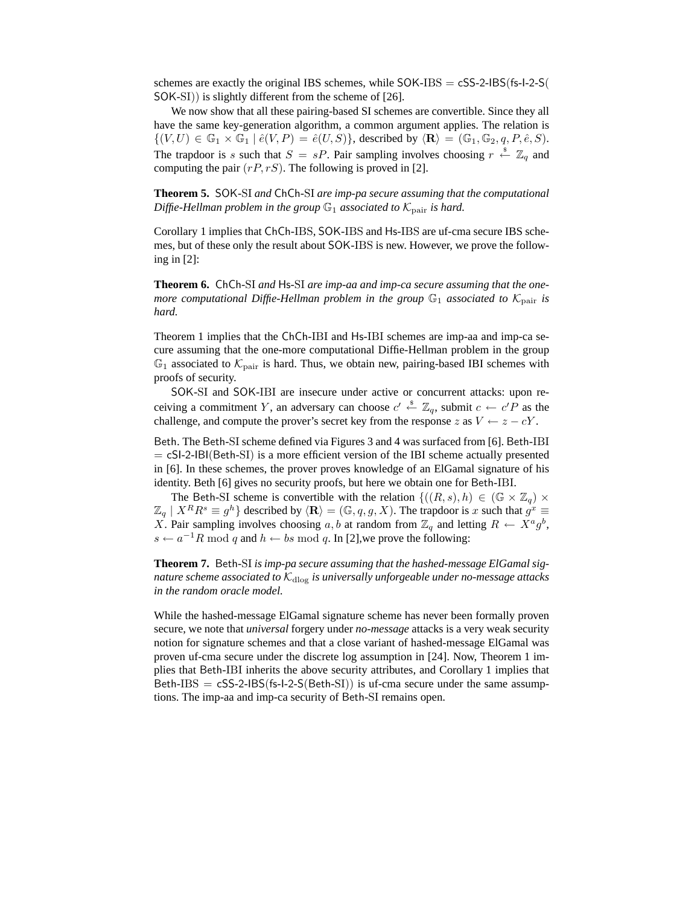schemes are exactly the original IBS schemes, while SOK-IBS = cSS-2-IBS(fs-I-2-S(SOK-SI)) is slightly different from the scheme of [26].

We now show that all these pairing-based SI schemes are convertible. Since they all have the same key-generation algorithm, a common argument applies. The relation is $\{(V, U) \in \mathbb{G}_1 \times \mathbb{G}_1 \mid \hat{e}(V, P) = \hat{e}(U, S)\}$, described by $\langle \mathbf{R} \rangle = (\mathbb{G}_1, \mathbb{G}_2, q, P, \hat{e}, S)$. The trapdoor is $s$ such that $S = sP$. Pair sampling involves choosing $r \stackrel{\$}{\leftarrow} \mathbb{Z}_q$ and computing the pair $(rP, rS)$. The following is proved in [2].

**Theorem 5.** *SOK-SI and ChCh-SI are imp-pa secure assuming that the computational Diffie-Hellman problem in the group $\mathbb{G}_1$ associated to $\mathcal{K}_{\text{pair}}$ is hard.*

Corollary 1 implies that ChCh-IBS, SOK-IBS and Hs-IBS are uf-cma secure IBS schemes, but of these only the result about SOK-IBS is new. However, we prove the following in [2]:

**Theorem 6.** *ChCh-SI and Hs-SI are imp-aa and imp-ca secure assuming that the one-more computational Diffie-Hellman problem in the group $\mathbb{G}_1$ associated to $\mathcal{K}_{\text{pair}}$ is hard.*

Theorem 1 implies that the ChCh-IBI and Hs-IBI schemes are imp-aa and imp-ca secure assuming that the one-more computational Diffie-Hellman problem in the group $\mathbb{G}_1$ associated to $\mathcal{K}_{\text{pair}}$ is hard. Thus, we obtain new, pairing-based IBI schemes with proofs of security.

SOK-SI and SOK-IBI are insecure under active or concurrent attacks: upon receiving a commitment $Y$, an adversary can choose $c' \stackrel{\$}{\leftarrow} \mathbb{Z}_q$, submit $c \leftarrow c'P$ as the challenge, and compute the prover's secret key from the response $z$ as $V \leftarrow z - cY$.

Beth. The Beth-SI scheme defined via Figures 3 and 4 was surfaced from [6]. Beth-IBI = cSI-2-IBI(Beth-SI) is a more efficient version of the IBI scheme actually presented in [6]. In these schemes, the prover proves knowledge of an ElGamal signature of his identity. Beth [6] gives no security proofs, but here we obtain one for Beth-IBI.

The Beth-SI scheme is convertible with the relation $\{((R, s), h) \in (\mathbb{G} \times \mathbb{Z}_q) \times \mathbb{Z}_q \mid X^R R^s \equiv g^h\}$ described by $\langle \mathbf{R} \rangle = (\mathbb{G}, q, g, X)$. The trapdoor is $x$ such that $g^x \equiv X$. Pair sampling involves choosing $a, b$ at random from $\mathbb{Z}_q$ and letting $R \leftarrow X^a g^b$, $s \leftarrow a^{-1}R \bmod q$ and $h \leftarrow bs \bmod q$. In [2],we prove the following:

**Theorem 7.** *Beth-SI is imp-pa secure assuming that the hashed-message ElGamal signature scheme associated to $\mathcal{K}_{\text{dlog}}$ is universally unforgeable under no-message attacks in the random oracle model.*

While the hashed-message ElGamal signature scheme has never been formally proven secure, we note that *universal* forgery under *no-message* attacks is a very weak security notion for signature schemes and that a close variant of hashed-message ElGamal was proven uf-cma secure under the discrete log assumption in [24]. Now, Theorem 1 implies that Beth-IBI inherits the above security attributes, and Corollary 1 implies that Beth-IBS = cSS-2-IBS(fs-I-2-S(Beth-SI)) is uf-cma secure under the same assumptions. The imp-aa and imp-ca security of Beth-SI remains open.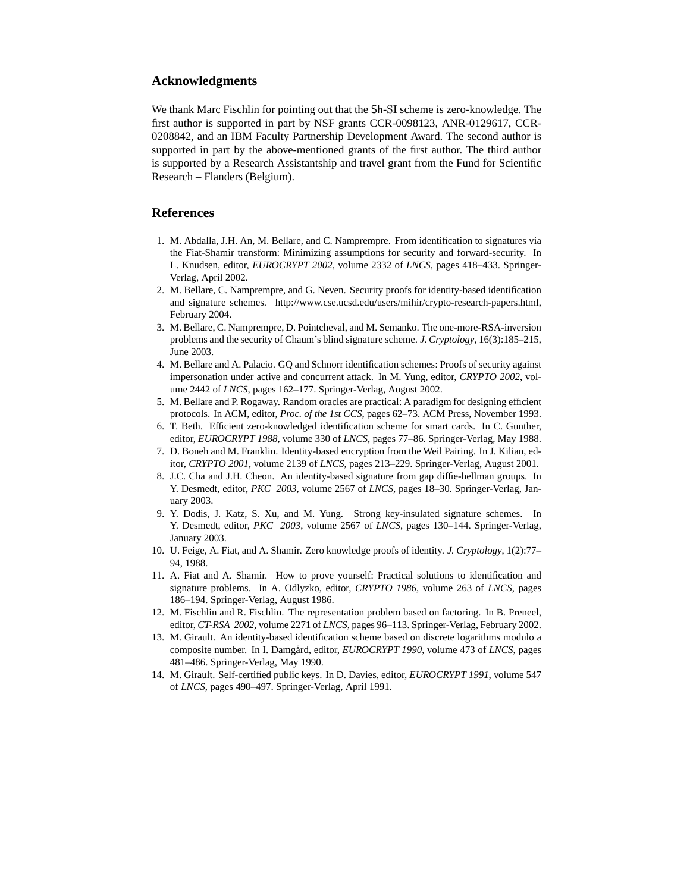## Acknowledgments

We thank Marc Fischlin for pointing out that the Sh-SI scheme is zero-knowledge. The first author is supported in part by NSF grants CCR-0098123, ANR-0129617, CCR-0208842, and an IBM Faculty Partnership Development Award. The second author is supported in part by the above-mentioned grants of the first author. The third author is supported by a Research Assistantship and travel grant from the Fund for Scientific Research – Flanders (Belgium).

## References

1. M. Abdalla, J.H. An, M. Bellare, and C. Namprempre. From identification to signatures via the Fiat-Shamir transform: Minimizing assumptions for security and forward-security. In L. Knudsen, editor, *EUROCRYPT 2002*, volume 2332 of *LNCS*, pages 418–433. Springer-Verlag, April 2002.
2. M. Bellare, C. Namprempre, and G. Neven. Security proofs for identity-based identification and signature schemes. http://www.cse.ucsd.edu/users/mihir/crypto-research-papers.html, February 2004.
3. M. Bellare, C. Namprempre, D. Pointcheval, and M. Semanko. The one-more-RSA-inversion problems and the security of Chaum's blind signature scheme. *J. Cryptology*, 16(3):185–215, June 2003.
4. M. Bellare and A. Palacio. GQ and Schnorr identification schemes: Proofs of security against impersonation under active and concurrent attack. In M. Yung, editor, *CRYPTO 2002*, volume 2442 of *LNCS*, pages 162–177. Springer-Verlag, August 2002.
5. M. Bellare and P. Rogaway. Random oracles are practical: A paradigm for designing efficient protocols. In ACM, editor, *Proc. of the 1st CCS*, pages 62–73. ACM Press, November 1993.
6. T. Beth. Efficient zero-knowledged identification scheme for smart cards. In C. Gunther, editor, *EUROCRYPT 1988*, volume 330 of *LNCS*, pages 77–86. Springer-Verlag, May 1988.
7. D. Boneh and M. Franklin. Identity-based encryption from the Weil Pairing. In J. Kilian, editor, *CRYPTO 2001*, volume 2139 of *LNCS*, pages 213–229. Springer-Verlag, August 2001.
8. J.C. Cha and J.H. Cheon. An identity-based signature from gap diffie-hellman groups. In Y. Desmedt, editor, *PKC 2003*, volume 2567 of *LNCS*, pages 18–30. Springer-Verlag, January 2003.
9. Y. Dodis, J. Katz, S. Xu, and M. Yung. Strong key-insulated signature schemes. In Y. Desmedt, editor, *PKC 2003*, volume 2567 of *LNCS*, pages 130–144. Springer-Verlag, January 2003.
10. U. Feige, A. Fiat, and A. Shamir. Zero knowledge proofs of identity. *J. Cryptology*, 1(2):77–94, 1988.
11. A. Fiat and A. Shamir. How to prove yourself: Practical solutions to identification and signature problems. In A. Odlyzko, editor, *CRYPTO 1986*, volume 263 of *LNCS*, pages 186–194. Springer-Verlag, August 1986.
12. M. Fischlin and R. Fischlin. The representation problem based on factoring. In B. Preneel, editor, *CT-RSA 2002*, volume 2271 of *LNCS*, pages 96–113. Springer-Verlag, February 2002.
13. M. Girault. An identity-based identification scheme based on discrete logarithms modulo a composite number. In I. Damgård, editor, *EUROCRYPT 1990*, volume 473 of *LNCS*, pages 481–486. Springer-Verlag, May 1990.
14. M. Girault. Self-certified public keys. In D. Davies, editor, *EUROCRYPT 1991*, volume 547 of *LNCS*, pages 490–497. Springer-Verlag, April 1991.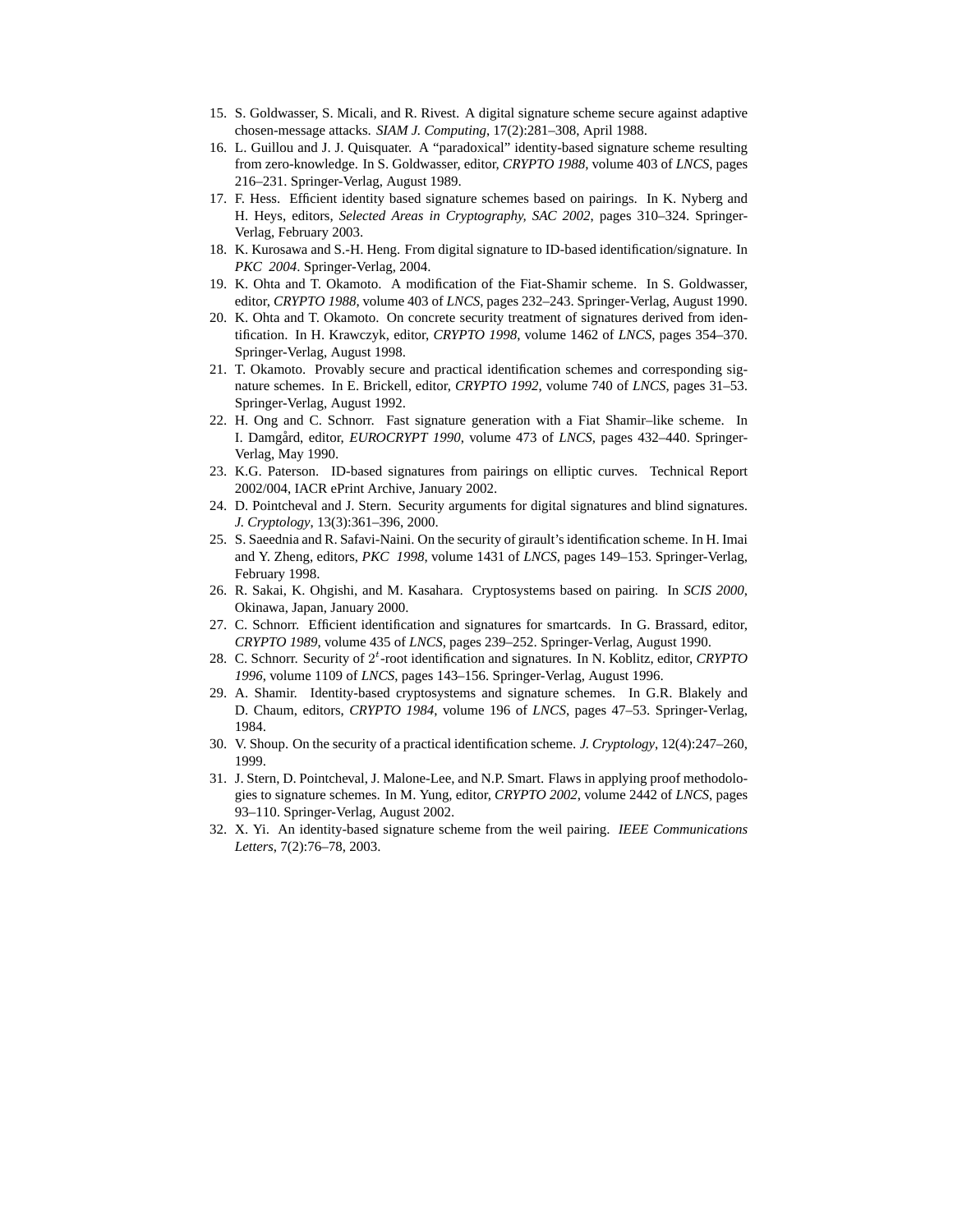15. S. Goldwasser, S. Micali, and R. Rivest. A digital signature scheme secure against adaptive chosen-message attacks. *SIAM J. Computing*, 17(2):281–308, April 1988.
16. L. Guillou and J. J. Quisquater. A "paradoxical" identity-based signature scheme resulting from zero-knowledge. In S. Goldwasser, editor, *CRYPTO 1988*, volume 403 of *LNCS*, pages 216–231. Springer-Verlag, August 1989.
17. F. Hess. Efficient identity based signature schemes based on pairings. In K. Nyberg and H. Heys, editors, *Selected Areas in Cryptography, SAC 2002*, pages 310–324. Springer-Verlag, February 2003.
18. K. Kurosawa and S.-H. Heng. From digital signature to ID-based identification/signature. In *PKC 2004*. Springer-Verlag, 2004.
19. K. Ohta and T. Okamoto. A modification of the Fiat-Shamir scheme. In S. Goldwasser, editor, *CRYPTO 1988*, volume 403 of *LNCS*, pages 232–243. Springer-Verlag, August 1990.
20. K. Ohta and T. Okamoto. On concrete security treatment of signatures derived from identification. In H. Krawczyk, editor, *CRYPTO 1998*, volume 1462 of *LNCS*, pages 354–370. Springer-Verlag, August 1998.
21. T. Okamoto. Provably secure and practical identification schemes and corresponding signature schemes. In E. Brickell, editor, *CRYPTO 1992*, volume 740 of *LNCS*, pages 31–53. Springer-Verlag, August 1992.
22. H. Ong and C. Schnorr. Fast signature generation with a Fiat Shamir–like scheme. In I. Damgård, editor, *EUROCRYPT 1990*, volume 473 of *LNCS*, pages 432–440. Springer-Verlag, May 1990.
23. K.G. Paterson. ID-based signatures from pairings on elliptic curves. Technical Report 2002/004, IACR ePrint Archive, January 2002.
24. D. Pointcheval and J. Stern. Security arguments for digital signatures and blind signatures. *J. Cryptology*, 13(3):361–396, 2000.
25. S. Saeednia and R. Safavi-Naini. On the security of girault's identification scheme. In H. Imai and Y. Zheng, editors, *PKC 1998*, volume 1431 of *LNCS*, pages 149–153. Springer-Verlag, February 1998.
26. R. Sakai, K. Ohgishi, and M. Kasahara. Cryptosystems based on pairing. In *SCIS 2000*, Okinawa, Japan, January 2000.
27. C. Schnorr. Efficient identification and signatures for smartcards. In G. Brassard, editor, *CRYPTO 1989*, volume 435 of *LNCS*, pages 239–252. Springer-Verlag, August 1990.
28. C. Schnorr. Security of $2^t$-root identification and signatures. In N. Koblitz, editor, *CRYPTO 1996*, volume 1109 of *LNCS*, pages 143–156. Springer-Verlag, August 1996.
29. A. Shamir. Identity-based cryptosystems and signature schemes. In G.R. Blakely and D. Chaum, editors, *CRYPTO 1984*, volume 196 of *LNCS*, pages 47–53. Springer-Verlag, 1984.
30. V. Shoup. On the security of a practical identification scheme. *J. Cryptology*, 12(4):247–260, 1999.
31. J. Stern, D. Pointcheval, J. Malone-Lee, and N.P. Smart. Flaws in applying proof methodologies to signature schemes. In M. Yung, editor, *CRYPTO 2002*, volume 2442 of *LNCS*, pages 93–110. Springer-Verlag, August 2002.
32. X. Yi. An identity-based signature scheme from the weil pairing. *IEEE Communications Letters*, 7(2):76–78, 2003.